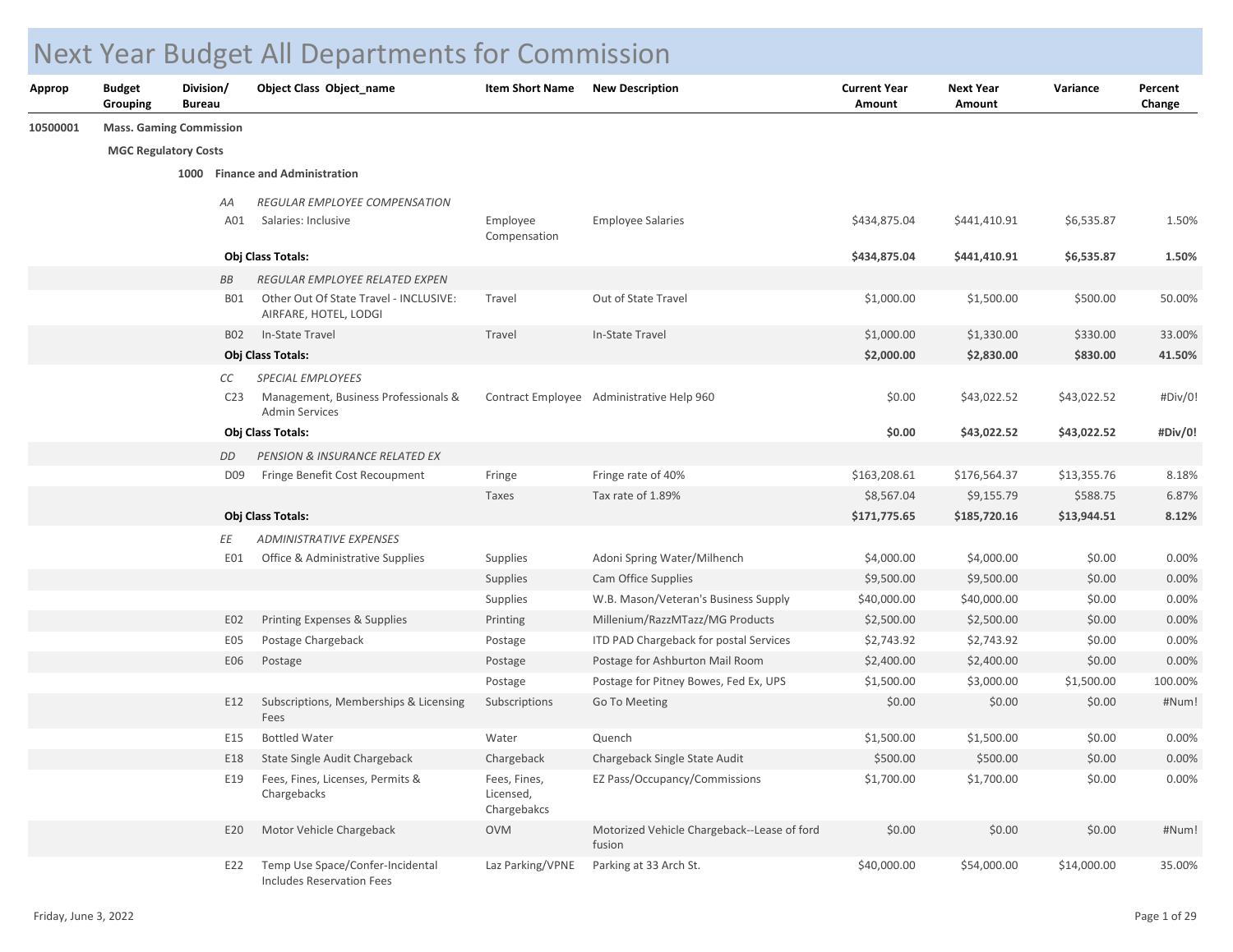# Next Year Budget All Departments for Commission

| Approp | Budget Grouping | Division/ Bureau | Object Class | Object_name | Item Short Name | New Description | Current Year Amount | Next Year Amount | Variance | Percent Change |
|---|---|---|---|---|---|---|---|---|---|---|
| 10500001 | Mass. Gaming Commission | | | | | | | | | |
| | MGC Regulatory Costs | | | | | | | | | |
| | | 1000 | Finance and Administration | | | | | | | |
| | | | *AA* | *REGULAR EMPLOYEE COMPENSATION* | | | | | | |
| | | | A01 | Salaries: Inclusive | Employee Compensation | Employee Salaries | $434,875.04 | $441,410.91 | $6,535.87 | 1.50% |
| | | | **Obj Class Totals:** | | | | **$434,875.04** | **$441,410.91** | **$6,535.87** | **1.50%** |
| | | | *BB* | *REGULAR EMPLOYEE RELATED EXPEN* | | | | | | |
| | | | B01 | Other Out Of State Travel - INCLUSIVE: AIRFARE, HOTEL, LODGI | Travel | Out of State Travel | $1,000.00 | $1,500.00 | $500.00 | 50.00% |
| | | | B02 | In-State Travel | Travel | In-State Travel | $1,000.00 | $1,330.00 | $330.00 | 33.00% |
| | | | **Obj Class Totals:** | | | | **$2,000.00** | **$2,830.00** | **$830.00** | **41.50%** |
| | | | *CC* | *SPECIAL EMPLOYEES* | | | | | | |
| | | | C23 | Management, Business Professionals & Admin Services | Contract Employee | Administrative Help 960 | $0.00 | $43,022.52 | $43,022.52 | #Div/0! |
| | | | **Obj Class Totals:** | | | | **$0.00** | **$43,022.52** | **$43,022.52** | **#Div/0!** |
| | | | *DD* | *PENSION & INSURANCE RELATED EX* | | | | | | |
| | | | D09 | Fringe Benefit Cost Recoupment | Fringe | Fringe rate of 40% | $163,208.61 | $176,564.37 | $13,355.76 | 8.18% |
| | | | | | Taxes | Tax rate of 1.89% | $8,567.04 | $9,155.79 | $588.75 | 6.87% |
| | | | **Obj Class Totals:** | | | | **$171,775.65** | **$185,720.16** | **$13,944.51** | **8.12%** |
| | | | *EE* | *ADMINISTRATIVE EXPENSES* | | | | | | |
| | | | E01 | Office & Administrative Supplies | Supplies | Adoni Spring Water/Milhench | $4,000.00 | $4,000.00 | $0.00 | 0.00% |
| | | | | | Supplies | Cam Office Supplies | $9,500.00 | $9,500.00 | $0.00 | 0.00% |
| | | | | | Supplies | W.B. Mason/Veteran's Business Supply | $40,000.00 | $40,000.00 | $0.00 | 0.00% |
| | | | E02 | Printing Expenses & Supplies | Printing | Millenium/RazzMTazz/MG Products | $2,500.00 | $2,500.00 | $0.00 | 0.00% |
| | | | E05 | Postage Chargeback | Postage | ITD PAD Chargeback for postal Services | $2,743.92 | $2,743.92 | $0.00 | 0.00% |
| | | | E06 | Postage | Postage | Postage for Ashburton Mail Room | $2,400.00 | $2,400.00 | $0.00 | 0.00% |
| | | | | | Postage | Postage for Pitney Bowes, Fed Ex, UPS | $1,500.00 | $3,000.00 | $1,500.00 | 100.00% |
| | | | E12 | Subscriptions, Memberships & Licensing Fees | Subscriptions | Go To Meeting | $0.00 | $0.00 | $0.00 | #Num! |
| | | | E15 | Bottled Water | Water | Quench | $1,500.00 | $1,500.00 | $0.00 | 0.00% |
| | | | E18 | State Single Audit Chargeback | Chargeback | Chargeback Single State Audit | $500.00 | $500.00 | $0.00 | 0.00% |
| | | | E19 | Fees, Fines, Licenses, Permits & Chargebacks | Fees, Fines, Licensed, Chargebakcs | EZ Pass/Occupancy/Commissions | $1,700.00 | $1,700.00 | $0.00 | 0.00% |
| | | | E20 | Motor Vehicle Chargeback | OVM | Motorized Vehicle Chargeback--Lease of ford fusion | $0.00 | $0.00 | $0.00 | #Num! |
| | | | E22 | Temp Use Space/Confer-Incidental Includes Reservation Fees | Laz Parking/VPNE | Parking at 33 Arch St. | $40,000.00 | $54,000.00 | $14,000.00 | 35.00% |

Friday, June 3, 2022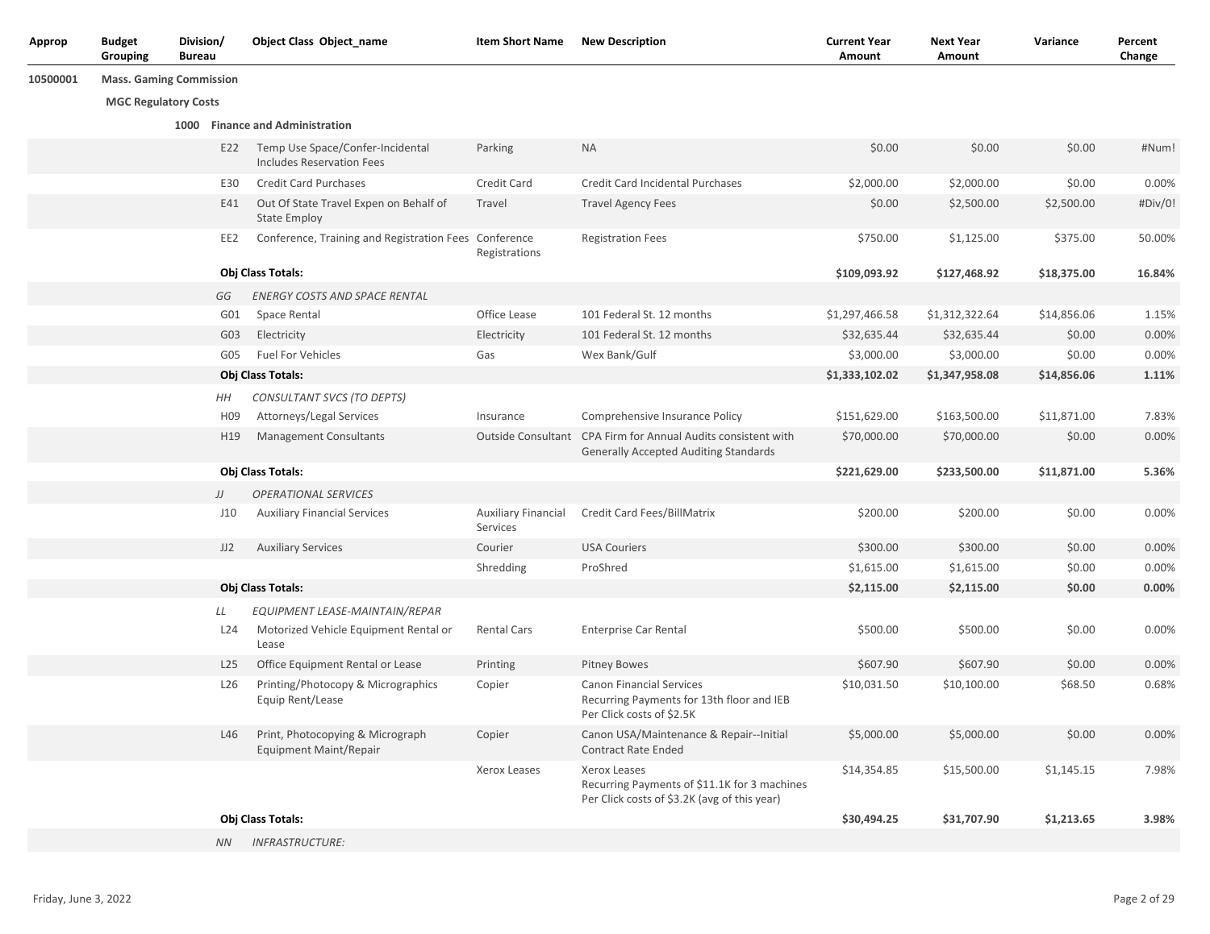| Approp | Budget Grouping | Division/ Bureau | Object Class | Object_name | Item Short Name | New Description | Current Year Amount | Next Year Amount | Variance | Percent Change |
|---|---|---|---|---|---|---|---|---|---|---|
| 10500001 | Mass. Gaming Commission | | | | | | | | | |
| | MGC Regulatory Costs | | | | | | | | | |
| | | 1000 | Finance and Administration | | | | | | | |
| | | | E22 | Temp Use Space/Confer-Incidental Includes Reservation Fees | Parking | NA | $0.00 | $0.00 | $0.00 | #Num! |
| | | | E30 | Credit Card Purchases | Credit Card | Credit Card Incidental Purchases | $2,000.00 | $2,000.00 | $0.00 | 0.00% |
| | | | E41 | Out Of State Travel Expen on Behalf of State Employ | Travel | Travel Agency Fees | $0.00 | $2,500.00 | $2,500.00 | #Div/0! |
| | | | EE2 | Conference, Training and Registration Fees | Conference Registrations | Registration Fees | $750.00 | $1,125.00 | $375.00 | 50.00% |
| | | | **Obj Class Totals:** | | | | **$109,093.92** | **$127,468.92** | **$18,375.00** | **16.84%** |
| | | | *GG* | *ENERGY COSTS AND SPACE RENTAL* | | | | | | |
| | | | G01 | Space Rental | Office Lease | 101 Federal St. 12 months | $1,297,466.58 | $1,312,322.64 | $14,856.06 | 1.15% |
| | | | G03 | Electricity | Electricity | 101 Federal St. 12 months | $32,635.44 | $32,635.44 | $0.00 | 0.00% |
| | | | G05 | Fuel For Vehicles | Gas | Wex Bank/Gulf | $3,000.00 | $3,000.00 | $0.00 | 0.00% |
| | | | **Obj Class Totals:** | | | | **$1,333,102.02** | **$1,347,958.08** | **$14,856.06** | **1.11%** |
| | | | *HH* | *CONSULTANT SVCS (TO DEPTS)* | | | | | | |
| | | | H09 | Attorneys/Legal Services | Insurance | Comprehensive Insurance Policy | $151,629.00 | $163,500.00 | $11,871.00 | 7.83% |
| | | | H19 | Management Consultants | Outside Consultant | CPA Firm for Annual Audits consistent with Generally Accepted Auditing Standards | $70,000.00 | $70,000.00 | $0.00 | 0.00% |
| | | | **Obj Class Totals:** | | | | **$221,629.00** | **$233,500.00** | **$11,871.00** | **5.36%** |
| | | | *JJ* | *OPERATIONAL SERVICES* | | | | | | |
| | | | J10 | Auxiliary Financial Services | Auxiliary Financial Services | Credit Card Fees/BillMatrix | $200.00 | $200.00 | $0.00 | 0.00% |
| | | | JJ2 | Auxiliary Services | Courier | USA Couriers | $300.00 | $300.00 | $0.00 | 0.00% |
| | | | | | Shredding | ProShred | $1,615.00 | $1,615.00 | $0.00 | 0.00% |
| | | | **Obj Class Totals:** | | | | **$2,115.00** | **$2,115.00** | **$0.00** | **0.00%** |
| | | | *LL* | *EQUIPMENT LEASE-MAINTAIN/REPAR* | | | | | | |
| | | | L24 | Motorized Vehicle Equipment Rental or Lease | Rental Cars | Enterprise Car Rental | $500.00 | $500.00 | $0.00 | 0.00% |
| | | | L25 | Office Equipment Rental or Lease | Printing | Pitney Bowes | $607.90 | $607.90 | $0.00 | 0.00% |
| | | | L26 | Printing/Photocopy & Micrographics Equip Rent/Lease | Copier | Canon Financial Services Recurring Payments for 13th floor and IEB Per Click costs of $2.5K | $10,031.50 | $10,100.00 | $68.50 | 0.68% |
| | | | L46 | Print, Photocopying & Micrograph Equipment Maint/Repair | Copier | Canon USA/Maintenance & Repair--Initial Contract Rate Ended | $5,000.00 | $5,000.00 | $0.00 | 0.00% |
| | | | | | Xerox Leases | Xerox Leases Recurring Payments of $11.1K for 3 machines Per Click costs of $3.2K (avg of this year) | $14,354.85 | $15,500.00 | $1,145.15 | 7.98% |
| | | | **Obj Class Totals:** | | | | **$30,494.25** | **$31,707.90** | **$1,213.65** | **3.98%** |
| | | | *NN* | *INFRASTRUCTURE:* | | | | | | |

Friday, June 3, 2022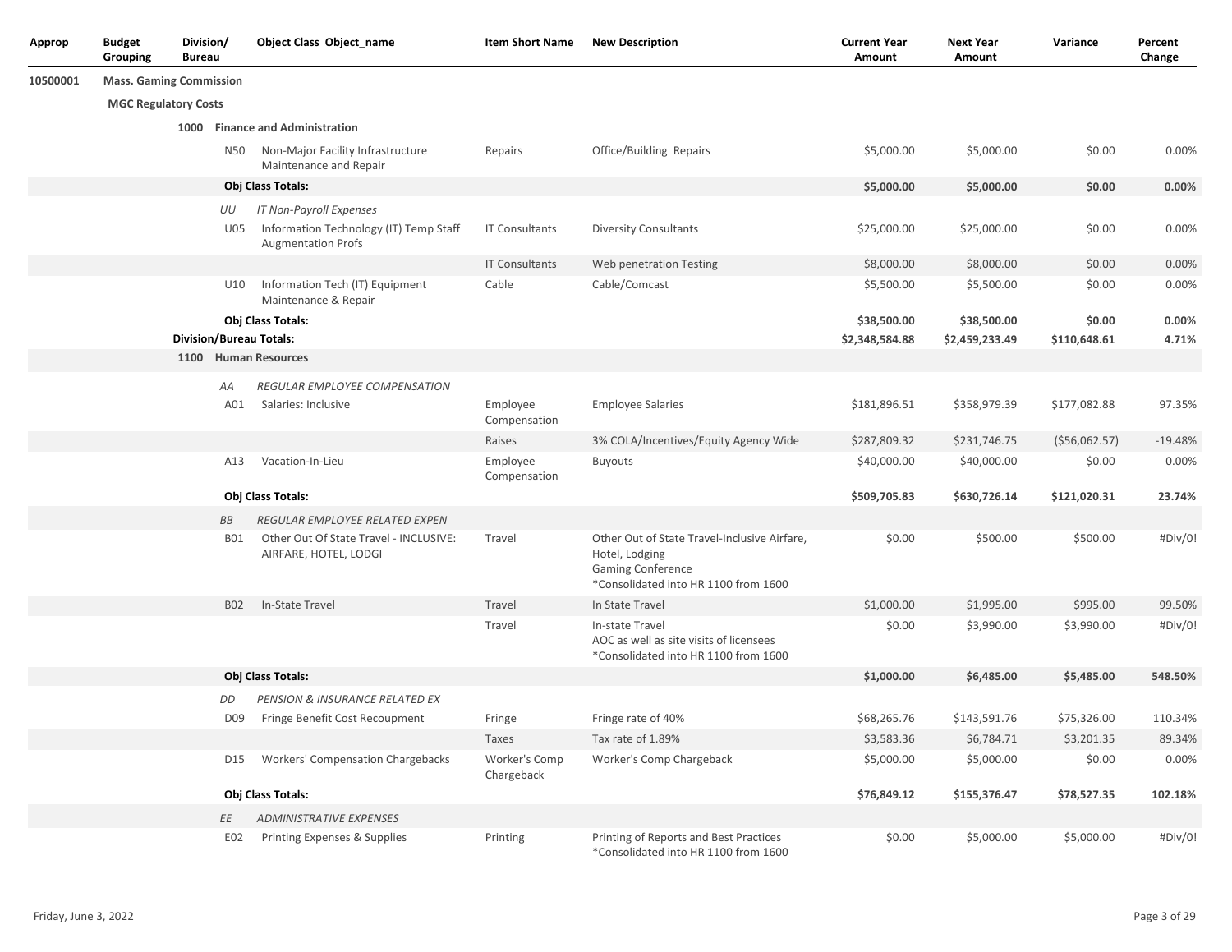| Approp | Budget Grouping | Division/ Bureau | Object Class | Object_name | Item Short Name | New Description | Current Year Amount | Next Year Amount | Variance | Percent Change |
|---|---|---|---|---|---|---|---|---|---|---|
| 10500001 | **Mass. Gaming Commission** | | | | | | | | | |
| | **MGC Regulatory Costs** | | | | | | | | | |
| | | **1000** | **Finance and Administration** | | | | | | | |
| | | | N50 | Non-Major Facility Infrastructure Maintenance and Repair | Repairs | Office/Building Repairs | $5,000.00 | $5,000.00 | $0.00 | 0.00% |
| | | | **Obj Class Totals:** | | | | **$5,000.00** | **$5,000.00** | **$0.00** | **0.00%** |
| | | | *UU* | *IT Non-Payroll Expenses* | | | | | | |
| | | | U05 | Information Technology (IT) Temp Staff Augmentation Profs | IT Consultants | Diversity Consultants | $25,000.00 | $25,000.00 | $0.00 | 0.00% |
| | | | | | IT Consultants | Web penetration Testing | $8,000.00 | $8,000.00 | $0.00 | 0.00% |
| | | | U10 | Information Tech (IT) Equipment Maintenance & Repair | Cable | Cable/Comcast | $5,500.00 | $5,500.00 | $0.00 | 0.00% |
| | | | **Obj Class Totals:** | | | | **$38,500.00** | **$38,500.00** | **$0.00** | **0.00%** |
| | | **Division/Bureau Totals:** | | | | | **$2,348,584.88** | **$2,459,233.49** | **$110,648.61** | **4.71%** |
| | | **1100** | **Human Resources** | | | | | | | |
| | | | *AA* | *REGULAR EMPLOYEE COMPENSATION* | | | | | | |
| | | | A01 | Salaries: Inclusive | Employee Compensation | Employee Salaries | $181,896.51 | $358,979.39 | $177,082.88 | 97.35% |
| | | | | | Raises | 3% COLA/Incentives/Equity Agency Wide | $287,809.32 | $231,746.75 | ($56,062.57) | -19.48% |
| | | | A13 | Vacation-In-Lieu | Employee Compensation | Buyouts | $40,000.00 | $40,000.00 | $0.00 | 0.00% |
| | | | **Obj Class Totals:** | | | | **$509,705.83** | **$630,726.14** | **$121,020.31** | **23.74%** |
| | | | *BB* | *REGULAR EMPLOYEE RELATED EXPEN* | | | | | | |
| | | | B01 | Other Out Of State Travel - INCLUSIVE: AIRFARE, HOTEL, LODGI | Travel | Other Out of State Travel-Inclusive Airfare, Hotel, Lodging<br>Gaming Conference<br>*Consolidated into HR 1100 from 1600 | $0.00 | $500.00 | $500.00 | #Div/0! |
| | | | B02 | In-State Travel | Travel | In State Travel | $1,000.00 | $1,995.00 | $995.00 | 99.50% |
| | | | | | Travel | In-state Travel<br>AOC as well as site visits of licensees<br>*Consolidated into HR 1100 from 1600 | $0.00 | $3,990.00 | $3,990.00 | #Div/0! |
| | | | **Obj Class Totals:** | | | | **$1,000.00** | **$6,485.00** | **$5,485.00** | **548.50%** |
| | | | *DD* | *PENSION & INSURANCE RELATED EX* | | | | | | |
| | | | D09 | Fringe Benefit Cost Recoupment | Fringe | Fringe rate of 40% | $68,265.76 | $143,591.76 | $75,326.00 | 110.34% |
| | | | | | Taxes | Tax rate of 1.89% | $3,583.36 | $6,784.71 | $3,201.35 | 89.34% |
| | | | D15 | Workers' Compensation Chargebacks | Worker's Comp Chargeback | Worker's Comp Chargeback | $5,000.00 | $5,000.00 | $0.00 | 0.00% |
| | | | **Obj Class Totals:** | | | | **$76,849.12** | **$155,376.47** | **$78,527.35** | **102.18%** |
| | | | *EE* | *ADMINISTRATIVE EXPENSES* | | | | | | |
| | | | E02 | Printing Expenses & Supplies | Printing | Printing of Reports and Best Practices<br>*Consolidated into HR 1100 from 1600 | $0.00 | $5,000.00 | $5,000.00 | #Div/0! |

Friday, June 3, 2022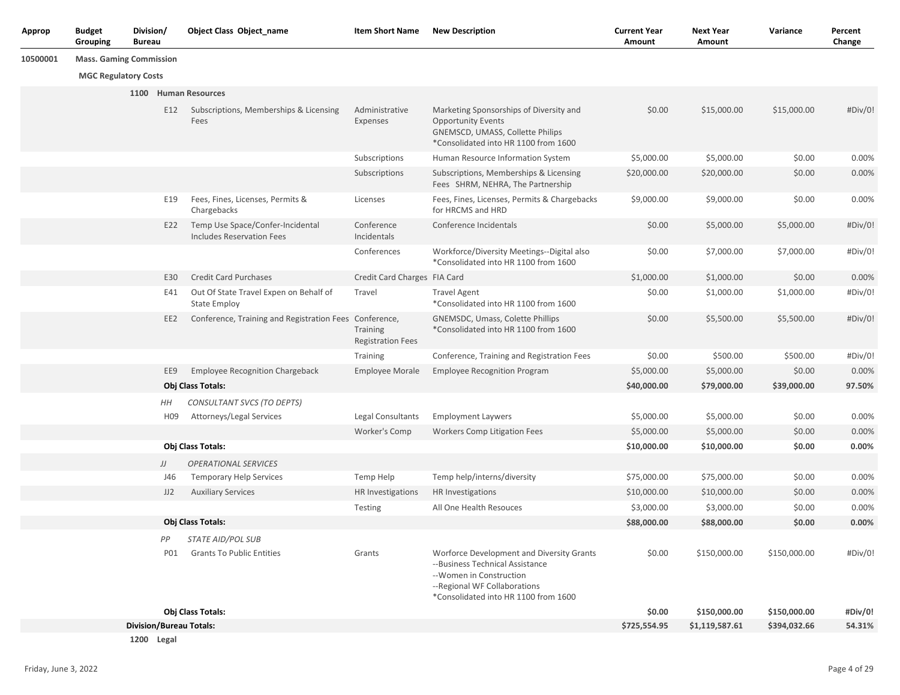| Approp | Budget Grouping | Division/ Bureau | Object Class | Object_name | Item Short Name | New Description | Current Year Amount | Next Year Amount | Variance | Percent Change |
|---|---|---|---|---|---|---|---|---|---|---|
| 10500001 | Mass. Gaming Commission | | | | | | | | | |
| | MGC Regulatory Costs | | | | | | | | | |
| | | 1100 | Human Resources | | | | | | | |
| | | | E12 | Subscriptions, Memberships & Licensing Fees | Administrative Expenses | Marketing Sponsorships of Diversity and Opportunity Events GNEMSCD, UMASS, Collette Philips *Consolidated into HR 1100 from 1600 | $0.00 | $15,000.00 | $15,000.00 | #Div/0! |
| | | | | | Subscriptions | Human Resource Information System | $5,000.00 | $5,000.00 | $0.00 | 0.00% |
| | | | | | Subscriptions | Subscriptions, Memberships & Licensing Fees SHRM, NEHRA, The Partnership | $20,000.00 | $20,000.00 | $0.00 | 0.00% |
| | | | E19 | Fees, Fines, Licenses, Permits & Chargebacks | Licenses | Fees, Fines, Licenses, Permits & Chargebacks for HRCMS and HRD | $9,000.00 | $9,000.00 | $0.00 | 0.00% |
| | | | E22 | Temp Use Space/Confer-Incidental Includes Reservation Fees | Conference Incidentals | Conference Incidentals | $0.00 | $5,000.00 | $5,000.00 | #Div/0! |
| | | | | | Conferences | Workforce/Diversity Meetings--Digital also *Consolidated into HR 1100 from 1600 | $0.00 | $7,000.00 | $7,000.00 | #Div/0! |
| | | | E30 | Credit Card Purchases | Credit Card Charges | FIA Card | $1,000.00 | $1,000.00 | $0.00 | 0.00% |
| | | | E41 | Out Of State Travel Expen on Behalf of State Employ | Travel | Travel Agent *Consolidated into HR 1100 from 1600 | $0.00 | $1,000.00 | $1,000.00 | #Div/0! |
| | | | EE2 | Conference, Training and Registration Fees | Conference, Training Registration Fees | GNEMSDC, Umass, Colette Phillips *Consolidated into HR 1100 from 1600 | $0.00 | $5,500.00 | $5,500.00 | #Div/0! |
| | | | | | Training | Conference, Training and Registration Fees | $0.00 | $500.00 | $500.00 | #Div/0! |
| | | | EE9 | Employee Recognition Chargeback | Employee Morale | Employee Recognition Program | $5,000.00 | $5,000.00 | $0.00 | 0.00% |
| | | | **Obj Class Totals:** | | | | **$40,000.00** | **$79,000.00** | **$39,000.00** | **97.50%** |
| | | | *HH* | *CONSULTANT SVCS (TO DEPTS)* | | | | | | |
| | | | H09 | Attorneys/Legal Services | Legal Consultants | Employment Laywers | $5,000.00 | $5,000.00 | $0.00 | 0.00% |
| | | | | | Worker's Comp | Workers Comp Litigation Fees | $5,000.00 | $5,000.00 | $0.00 | 0.00% |
| | | | **Obj Class Totals:** | | | | **$10,000.00** | **$10,000.00** | **$0.00** | **0.00%** |
| | | | *JJ* | *OPERATIONAL SERVICES* | | | | | | |
| | | | J46 | Temporary Help Services | Temp Help | Temp help/interns/diversity | $75,000.00 | $75,000.00 | $0.00 | 0.00% |
| | | | JJ2 | Auxiliary Services | HR Investigations | HR Investigations | $10,000.00 | $10,000.00 | $0.00 | 0.00% |
| | | | | | Testing | All One Health Resouces | $3,000.00 | $3,000.00 | $0.00 | 0.00% |
| | | | **Obj Class Totals:** | | | | **$88,000.00** | **$88,000.00** | **$0.00** | **0.00%** |
| | | | *PP* | *STATE AID/POL SUB* | | | | | | |
| | | | P01 | Grants To Public Entities | Grants | Worforce Development and Diversity Grants --Business Technical Assistance --Women in Construction --Regional WF Collaborations *Consolidated into HR 1100 from 1600 | $0.00 | $150,000.00 | $150,000.00 | #Div/0! |
| | | | **Obj Class Totals:** | | | | **$0.00** | **$150,000.00** | **$150,000.00** | **#Div/0!** |
| | | **Division/Bureau Totals:** | | | | | **$725,554.95** | **$1,119,587.61** | **$394,032.66** | **54.31%** |
| | | 1200 | Legal | | | | | | | |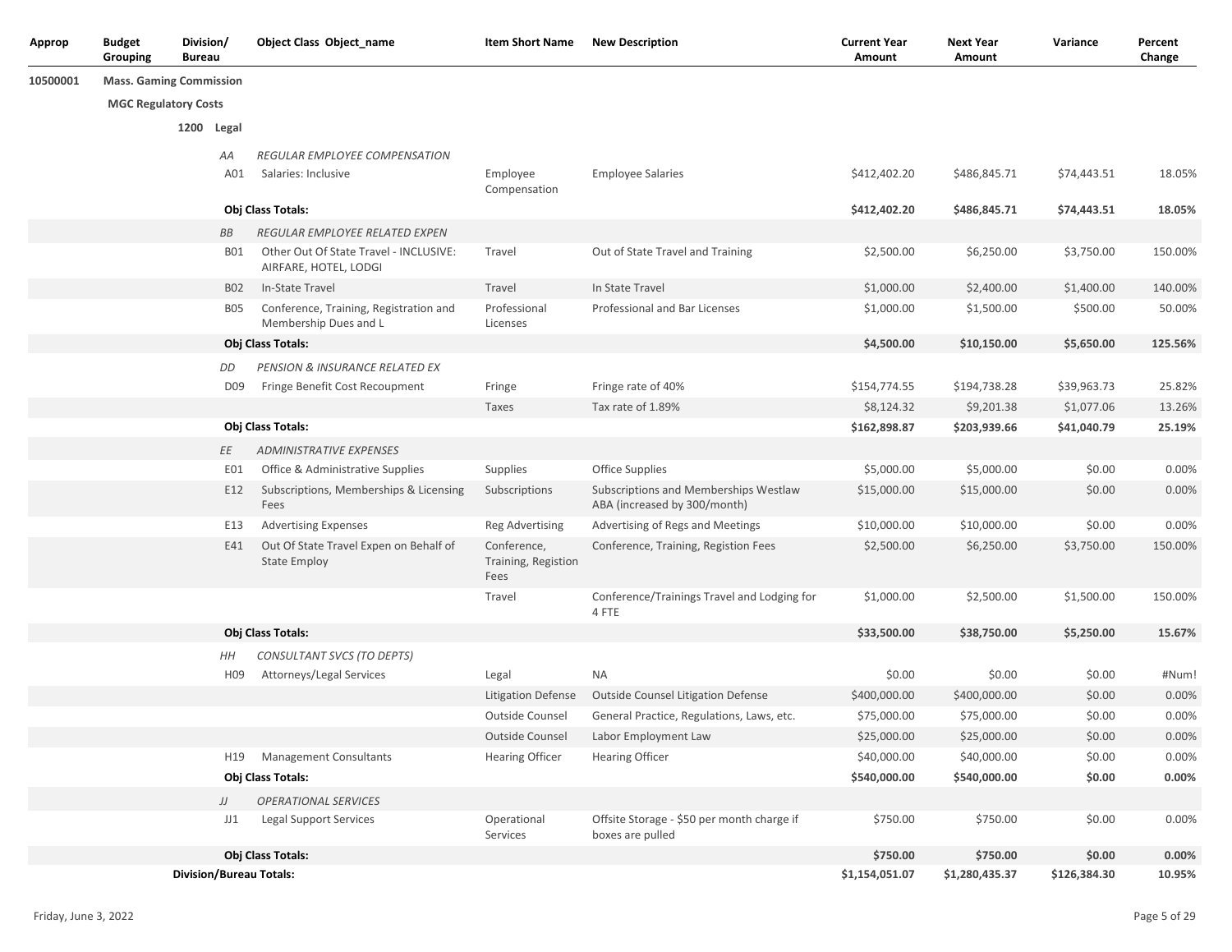| Approp | Budget Grouping | Division/ Bureau | Object Class | Object_name | Item Short Name | New Description | Current Year Amount | Next Year Amount | Variance | Percent Change |
|---|---|---|---|---|---|---|---|---|---|---|
| 10500001 | Mass. Gaming Commission | | | | | | | | | |
| | MGC Regulatory Costs | | | | | | | | | |
| | | 1200 Legal | | | | | | | | |
| | | | *AA* | *REGULAR EMPLOYEE COMPENSATION* | | | | | | |
| | | | A01 | Salaries: Inclusive | Employee Compensation | Employee Salaries | $412,402.20 | $486,845.71 | $74,443.51 | 18.05% |
| | | | **Obj Class Totals:** | | | | **$412,402.20** | **$486,845.71** | **$74,443.51** | **18.05%** |
| | | | *BB* | *REGULAR EMPLOYEE RELATED EXPEN* | | | | | | |
| | | | B01 | Other Out Of State Travel - INCLUSIVE: AIRFARE, HOTEL, LODGI | Travel | Out of State Travel and Training | $2,500.00 | $6,250.00 | $3,750.00 | 150.00% |
| | | | B02 | In-State Travel | Travel | In State Travel | $1,000.00 | $2,400.00 | $1,400.00 | 140.00% |
| | | | B05 | Conference, Training, Registration and Membership Dues and L | Professional Licenses | Professional and Bar Licenses | $1,000.00 | $1,500.00 | $500.00 | 50.00% |
| | | | **Obj Class Totals:** | | | | **$4,500.00** | **$10,150.00** | **$5,650.00** | **125.56%** |
| | | | *DD* | *PENSION & INSURANCE RELATED EX* | | | | | | |
| | | | D09 | Fringe Benefit Cost Recoupment | Fringe | Fringe rate of 40% | $154,774.55 | $194,738.28 | $39,963.73 | 25.82% |
| | | | | | Taxes | Tax rate of 1.89% | $8,124.32 | $9,201.38 | $1,077.06 | 13.26% |
| | | | **Obj Class Totals:** | | | | **$162,898.87** | **$203,939.66** | **$41,040.79** | **25.19%** |
| | | | *EE* | *ADMINISTRATIVE EXPENSES* | | | | | | |
| | | | E01 | Office & Administrative Supplies | Supplies | Office Supplies | $5,000.00 | $5,000.00 | $0.00 | 0.00% |
| | | | E12 | Subscriptions, Memberships & Licensing Fees | Subscriptions | Subscriptions and Memberships Westlaw ABA (increased by 300/month) | $15,000.00 | $15,000.00 | $0.00 | 0.00% |
| | | | E13 | Advertising Expenses | Reg Advertising | Advertising of Regs and Meetings | $10,000.00 | $10,000.00 | $0.00 | 0.00% |
| | | | E41 | Out Of State Travel Expen on Behalf of State Employ | Conference, Training, Registion Fees | Conference, Training, Registion Fees | $2,500.00 | $6,250.00 | $3,750.00 | 150.00% |
| | | | | | Travel | Conference/Trainings Travel and Lodging for 4 FTE | $1,000.00 | $2,500.00 | $1,500.00 | 150.00% |
| | | | **Obj Class Totals:** | | | | **$33,500.00** | **$38,750.00** | **$5,250.00** | **15.67%** |
| | | | *HH* | *CONSULTANT SVCS (TO DEPTS)* | | | | | | |
| | | | H09 | Attorneys/Legal Services | Legal | NA | $0.00 | $0.00 | $0.00 | #Num! |
| | | | | | Litigation Defense | Outside Counsel Litigation Defense | $400,000.00 | $400,000.00 | $0.00 | 0.00% |
| | | | | | Outside Counsel | General Practice, Regulations, Laws, etc. | $75,000.00 | $75,000.00 | $0.00 | 0.00% |
| | | | | | Outside Counsel | Labor Employment Law | $25,000.00 | $25,000.00 | $0.00 | 0.00% |
| | | | H19 | Management Consultants | Hearing Officer | Hearing Officer | $40,000.00 | $40,000.00 | $0.00 | 0.00% |
| | | | **Obj Class Totals:** | | | | **$540,000.00** | **$540,000.00** | **$0.00** | **0.00%** |
| | | | *JJ* | *OPERATIONAL SERVICES* | | | | | | |
| | | | JJ1 | Legal Support Services | Operational Services | Offsite Storage - $50 per month charge if boxes are pulled | $750.00 | $750.00 | $0.00 | 0.00% |
| | | | **Obj Class Totals:** | | | | **$750.00** | **$750.00** | **$0.00** | **0.00%** |
| | | **Division/Bureau Totals:** | | | | | **$1,154,051.07** | **$1,280,435.37** | **$126,384.30** | **10.95%** |

Friday, June 3, 2022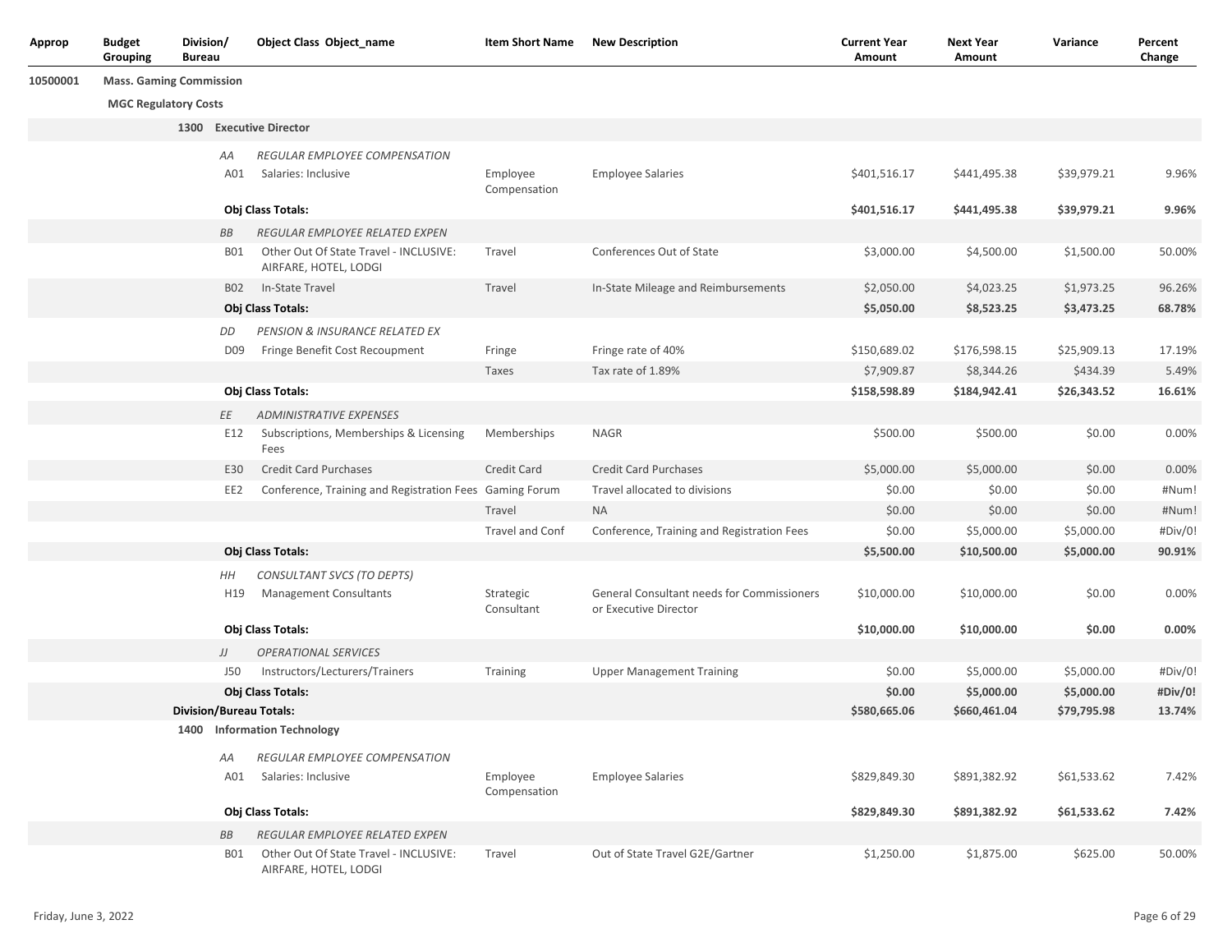| Approp | Budget Grouping | Division/ Bureau | Object Class | Object_name | Item Short Name | New Description | Current Year Amount | Next Year Amount | Variance | Percent Change |
|---|---|---|---|---|---|---|---|---|---|---|
| **10500001** | **Mass. Gaming Commission** | | | | | | | | | |
| | **MGC Regulatory Costs** | | | | | | | | | |
| | | **1300** | **Executive Director** | | | | | | | |
| | | | *AA* | *REGULAR EMPLOYEE COMPENSATION* | | | | | | |
| | | | A01 | Salaries: Inclusive | Employee Compensation | Employee Salaries | $401,516.17 | $441,495.38 | $39,979.21 | 9.96% |
| | | | **Obj Class Totals:** | | | | **$401,516.17** | **$441,495.38** | **$39,979.21** | **9.96%** |
| | | | *BB* | *REGULAR EMPLOYEE RELATED EXPEN* | | | | | | |
| | | | B01 | Other Out Of State Travel - INCLUSIVE: AIRFARE, HOTEL, LODGI | Travel | Conferences Out of State | $3,000.00 | $4,500.00 | $1,500.00 | 50.00% |
| | | | B02 | In-State Travel | Travel | In-State Mileage and Reimbursements | $2,050.00 | $4,023.25 | $1,973.25 | 96.26% |
| | | | **Obj Class Totals:** | | | | **$5,050.00** | **$8,523.25** | **$3,473.25** | **68.78%** |
| | | | *DD* | *PENSION & INSURANCE RELATED EX* | | | | | | |
| | | | D09 | Fringe Benefit Cost Recoupment | Fringe | Fringe rate of 40% | $150,689.02 | $176,598.15 | $25,909.13 | 17.19% |
| | | | | | Taxes | Tax rate of 1.89% | $7,909.87 | $8,344.26 | $434.39 | 5.49% |
| | | | **Obj Class Totals:** | | | | **$158,598.89** | **$184,942.41** | **$26,343.52** | **16.61%** |
| | | | *EE* | *ADMINISTRATIVE EXPENSES* | | | | | | |
| | | | E12 | Subscriptions, Memberships & Licensing Fees | Memberships | NAGR | $500.00 | $500.00 | $0.00 | 0.00% |
| | | | E30 | Credit Card Purchases | Credit Card | Credit Card Purchases | $5,000.00 | $5,000.00 | $0.00 | 0.00% |
| | | | EE2 | Conference, Training and Registration Fees | Gaming Forum | Travel allocated to divisions | $0.00 | $0.00 | $0.00 | #Num! |
| | | | | | Travel | NA | $0.00 | $0.00 | $0.00 | #Num! |
| | | | | | Travel and Conf | Conference, Training and Registration Fees | $0.00 | $5,000.00 | $5,000.00 | #Div/0! |
| | | | **Obj Class Totals:** | | | | **$5,500.00** | **$10,500.00** | **$5,000.00** | **90.91%** |
| | | | *HH* | *CONSULTANT SVCS (TO DEPTS)* | | | | | | |
| | | | H19 | Management Consultants | Strategic Consultant | General Consultant needs for Commissioners or Executive Director | $10,000.00 | $10,000.00 | $0.00 | 0.00% |
| | | | **Obj Class Totals:** | | | | **$10,000.00** | **$10,000.00** | **$0.00** | **0.00%** |
| | | | *JJ* | *OPERATIONAL SERVICES* | | | | | | |
| | | | J50 | Instructors/Lecturers/Trainers | Training | Upper Management Training | $0.00 | $5,000.00 | $5,000.00 | #Div/0! |
| | | | **Obj Class Totals:** | | | | **$0.00** | **$5,000.00** | **$5,000.00** | **#Div/0!** |
| | | **Division/Bureau Totals:** | | | | | **$580,665.06** | **$660,461.04** | **$79,795.98** | **13.74%** |
| | | **1400** | **Information Technology** | | | | | | | |
| | | | *AA* | *REGULAR EMPLOYEE COMPENSATION* | | | | | | |
| | | | A01 | Salaries: Inclusive | Employee Compensation | Employee Salaries | $829,849.30 | $891,382.92 | $61,533.62 | 7.42% |
| | | | **Obj Class Totals:** | | | | **$829,849.30** | **$891,382.92** | **$61,533.62** | **7.42%** |
| | | | *BB* | *REGULAR EMPLOYEE RELATED EXPEN* | | | | | | |
| | | | B01 | Other Out Of State Travel - INCLUSIVE: AIRFARE, HOTEL, LODGI | Travel | Out of State Travel G2E/Gartner | $1,250.00 | $1,875.00 | $625.00 | 50.00% |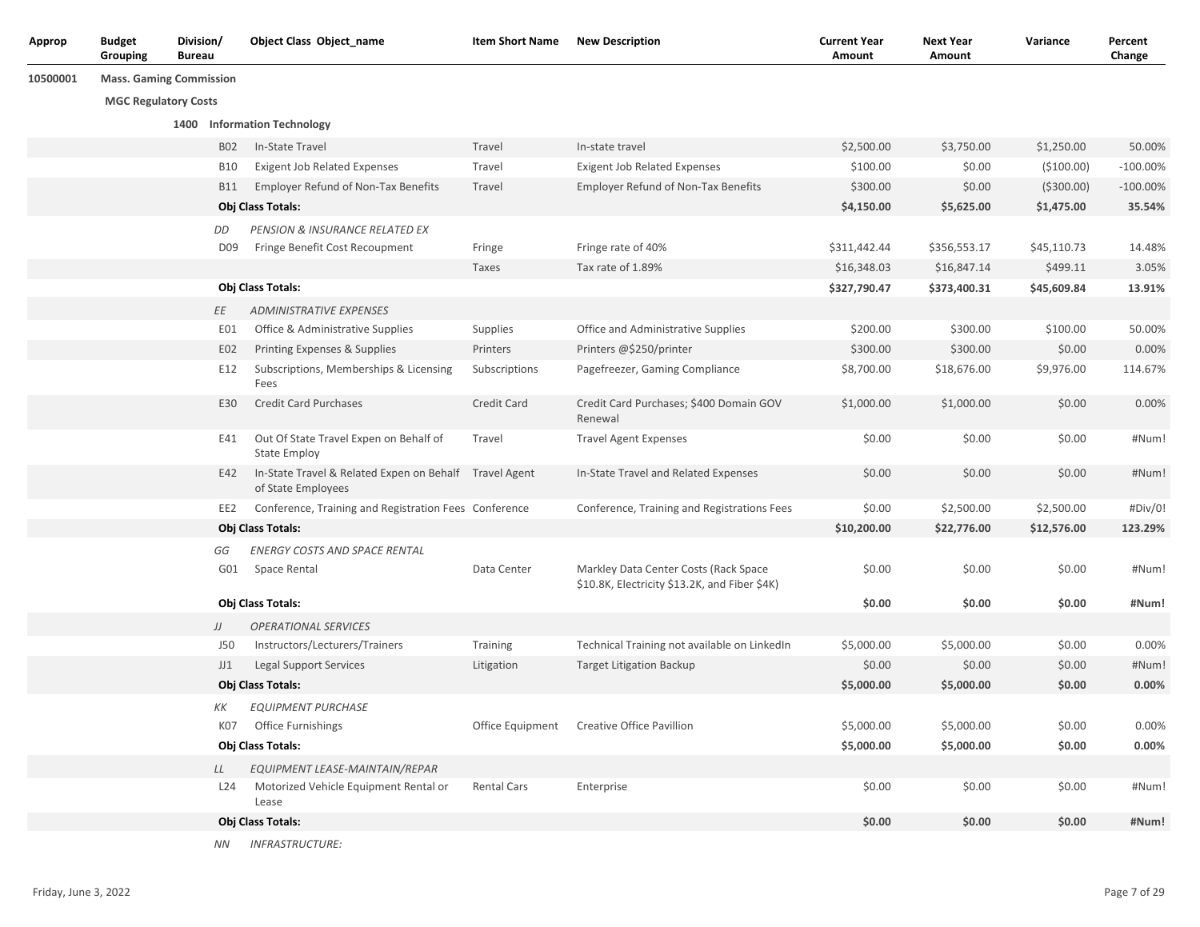| Approp | Budget Grouping | Division/ Bureau | Object Class | Object_name | Item Short Name | New Description | Current Year Amount | Next Year Amount | Variance | Percent Change |
|---|---|---|---|---|---|---|---|---|---|---|
| 10500001 | Mass. Gaming Commission | | | | | | | | | |
| | MGC Regulatory Costs | | | | | | | | | |
| | | 1400 | Information Technology | | | | | | | |
| | | | B02 | In-State Travel | Travel | In-state travel | $2,500.00 | $3,750.00 | $1,250.00 | 50.00% |
| | | | B10 | Exigent Job Related Expenses | Travel | Exigent Job Related Expenses | $100.00 | $0.00 | ($100.00) | -100.00% |
| | | | B11 | Employer Refund of Non-Tax Benefits | Travel | Employer Refund of Non-Tax Benefits | $300.00 | $0.00 | ($300.00) | -100.00% |
| | | | **Obj Class Totals:** | | | | **$4,150.00** | **$5,625.00** | **$1,475.00** | **35.54%** |
| | | | *DD* | *PENSION & INSURANCE RELATED EX* | | | | | | |
| | | | D09 | Fringe Benefit Cost Recoupment | Fringe | Fringe rate of 40% | $311,442.44 | $356,553.17 | $45,110.73 | 14.48% |
| | | | | | Taxes | Tax rate of 1.89% | $16,348.03 | $16,847.14 | $499.11 | 3.05% |
| | | | **Obj Class Totals:** | | | | **$327,790.47** | **$373,400.31** | **$45,609.84** | **13.91%** |
| | | | *EE* | *ADMINISTRATIVE EXPENSES* | | | | | | |
| | | | E01 | Office & Administrative Supplies | Supplies | Office and Administrative Supplies | $200.00 | $300.00 | $100.00 | 50.00% |
| | | | E02 | Printing Expenses & Supplies | Printers | Printers @$250/printer | $300.00 | $300.00 | $0.00 | 0.00% |
| | | | E12 | Subscriptions, Memberships & Licensing Fees | Subscriptions | Pagefreezer, Gaming Compliance | $8,700.00 | $18,676.00 | $9,976.00 | 114.67% |
| | | | E30 | Credit Card Purchases | Credit Card | Credit Card Purchases; $400 Domain GOV Renewal | $1,000.00 | $1,000.00 | $0.00 | 0.00% |
| | | | E41 | Out Of State Travel Expen on Behalf of State Employ | Travel | Travel Agent Expenses | $0.00 | $0.00 | $0.00 | #Num! |
| | | | E42 | In-State Travel & Related Expen on Behalf of State Employees | Travel Agent | In-State Travel and Related Expenses | $0.00 | $0.00 | $0.00 | #Num! |
| | | | EE2 | Conference, Training and Registration Fees | Conference | Conference, Training and Registrations Fees | $0.00 | $2,500.00 | $2,500.00 | #Div/0! |
| | | | **Obj Class Totals:** | | | | **$10,200.00** | **$22,776.00** | **$12,576.00** | **123.29%** |
| | | | *GG* | *ENERGY COSTS AND SPACE RENTAL* | | | | | | |
| | | | G01 | Space Rental | Data Center | Markley Data Center Costs (Rack Space $10.8K, Electricity $13.2K, and Fiber $4K) | $0.00 | $0.00 | $0.00 | #Num! |
| | | | **Obj Class Totals:** | | | | **$0.00** | **$0.00** | **$0.00** | **#Num!** |
| | | | *JJ* | *OPERATIONAL SERVICES* | | | | | | |
| | | | J50 | Instructors/Lecturers/Trainers | Training | Technical Training not available on LinkedIn | $5,000.00 | $5,000.00 | $0.00 | 0.00% |
| | | | JJ1 | Legal Support Services | Litigation | Target Litigation Backup | $0.00 | $0.00 | $0.00 | #Num! |
| | | | **Obj Class Totals:** | | | | **$5,000.00** | **$5,000.00** | **$0.00** | **0.00%** |
| | | | *KK* | *EQUIPMENT PURCHASE* | | | | | | |
| | | | K07 | Office Furnishings | Office Equipment | Creative Office Pavillion | $5,000.00 | $5,000.00 | $0.00 | 0.00% |
| | | | **Obj Class Totals:** | | | | **$5,000.00** | **$5,000.00** | **$0.00** | **0.00%** |
| | | | *LL* | *EQUIPMENT LEASE-MAINTAIN/REPAR* | | | | | | |
| | | | L24 | Motorized Vehicle Equipment Rental or Lease | Rental Cars | Enterprise | $0.00 | $0.00 | $0.00 | #Num! |
| | | | **Obj Class Totals:** | | | | **$0.00** | **$0.00** | **$0.00** | **#Num!** |
| | | | *NN* | *INFRASTRUCTURE:* | | | | | | |

Friday, June 3, 2022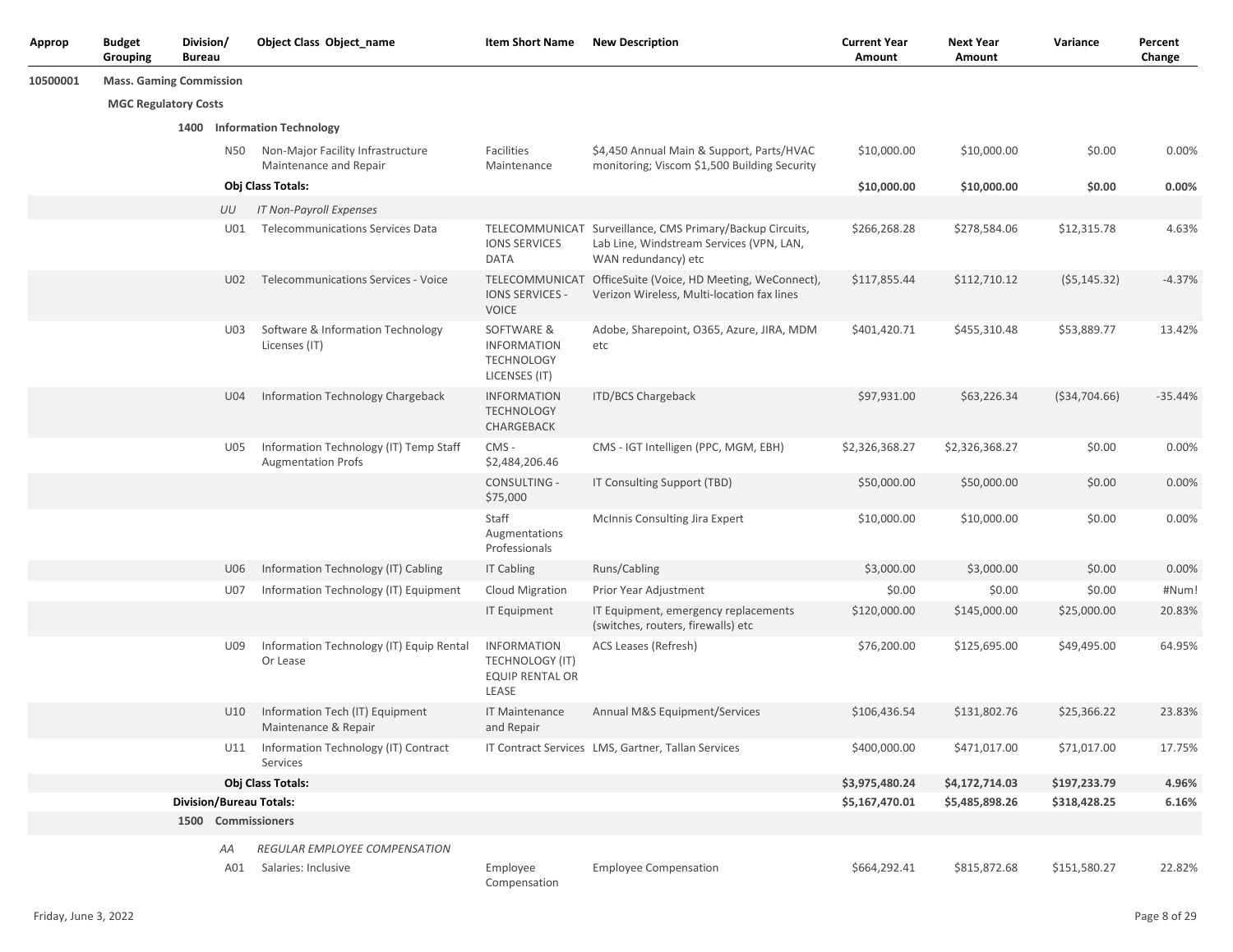| Approp | Budget Grouping | Division/ Bureau | Object Class | Object_name | Item Short Name | New Description | Current Year Amount | Next Year Amount | Variance | Percent Change |
|---|---|---|---|---|---|---|---|---|---|---|
| 10500001 | **Mass. Gaming Commission** | | | | | | | | | |
| | **MGC Regulatory Costs** | | | | | | | | | |
| | | **1400** | **Information Technology** | | | | | | | |
| | | | N50 | Non-Major Facility Infrastructure Maintenance and Repair | Facilities Maintenance | $4,450 Annual Main & Support, Parts/HVAC monitoring; Viscom $1,500 Building Security | $10,000.00 | $10,000.00 | $0.00 | 0.00% |
| | | | **Obj Class Totals:** | | | | **$10,000.00** | **$10,000.00** | **$0.00** | **0.00%** |
| | | | *UU* | *IT Non-Payroll Expenses* | | | | | | |
| | | | U01 | Telecommunications Services Data | TELECOMMUNICATIONS SERVICES DATA | Surveillance, CMS Primary/Backup Circuits, Lab Line, Windstream Services (VPN, LAN, WAN redundancy) etc | $266,268.28 | $278,584.06 | $12,315.78 | 4.63% |
| | | | U02 | Telecommunications Services - Voice | TELECOMMUNICATIONS SERVICES - VOICE | OfficeSuite (Voice, HD Meeting, WeConnect), Verizon Wireless, Multi-location fax lines | $117,855.44 | $112,710.12 | ($5,145.32) | -4.37% |
| | | | U03 | Software & Information Technology Licenses (IT) | SOFTWARE & INFORMATION TECHNOLOGY LICENSES (IT) | Adobe, Sharepoint, O365, Azure, JIRA, MDM etc | $401,420.71 | $455,310.48 | $53,889.77 | 13.42% |
| | | | U04 | Information Technology Chargeback | INFORMATION TECHNOLOGY CHARGEBACK | ITD/BCS Chargeback | $97,931.00 | $63,226.34 | ($34,704.66) | -35.44% |
| | | | U05 | Information Technology (IT) Temp Staff Augmentation Profs | CMS - $2,484,206.46 | CMS - IGT Intelligen (PPC, MGM, EBH) | $2,326,368.27 | $2,326,368.27 | $0.00 | 0.00% |
| | | | | | CONSULTING - $75,000 | IT Consulting Support (TBD) | $50,000.00 | $50,000.00 | $0.00 | 0.00% |
| | | | | | Staff Augmentations Professionals | McInnis Consulting Jira Expert | $10,000.00 | $10,000.00 | $0.00 | 0.00% |
| | | | U06 | Information Technology (IT) Cabling | IT Cabling | Runs/Cabling | $3,000.00 | $3,000.00 | $0.00 | 0.00% |
| | | | U07 | Information Technology (IT) Equipment | Cloud Migration | Prior Year Adjustment | $0.00 | $0.00 | $0.00 | #Num! |
| | | | | | IT Equipment | IT Equipment, emergency replacements (switches, routers, firewalls) etc | $120,000.00 | $145,000.00 | $25,000.00 | 20.83% |
| | | | U09 | Information Technology (IT) Equip Rental Or Lease | INFORMATION TECHNOLOGY (IT) EQUIP RENTAL OR LEASE | ACS Leases (Refresh) | $76,200.00 | $125,695.00 | $49,495.00 | 64.95% |
| | | | U10 | Information Tech (IT) Equipment Maintenance & Repair | IT Maintenance and Repair | Annual M&S Equipment/Services | $106,436.54 | $131,802.76 | $25,366.22 | 23.83% |
| | | | U11 | Information Technology (IT) Contract Services | IT Contract Services | LMS, Gartner, Tallan Services | $400,000.00 | $471,017.00 | $71,017.00 | 17.75% |
| | | | **Obj Class Totals:** | | | | **$3,975,480.24** | **$4,172,714.03** | **$197,233.79** | **4.96%** |
| | | **Division/Bureau Totals:** | | | | | **$5,167,470.01** | **$5,485,898.26** | **$318,428.25** | **6.16%** |
| | | **1500** | **Commissioners** | | | | | | | |
| | | | *AA* | *REGULAR EMPLOYEE COMPENSATION* | | | | | | |
| | | | A01 | Salaries: Inclusive | Employee Compensation | Employee Compensation | $664,292.41 | $815,872.68 | $151,580.27 | 22.82% |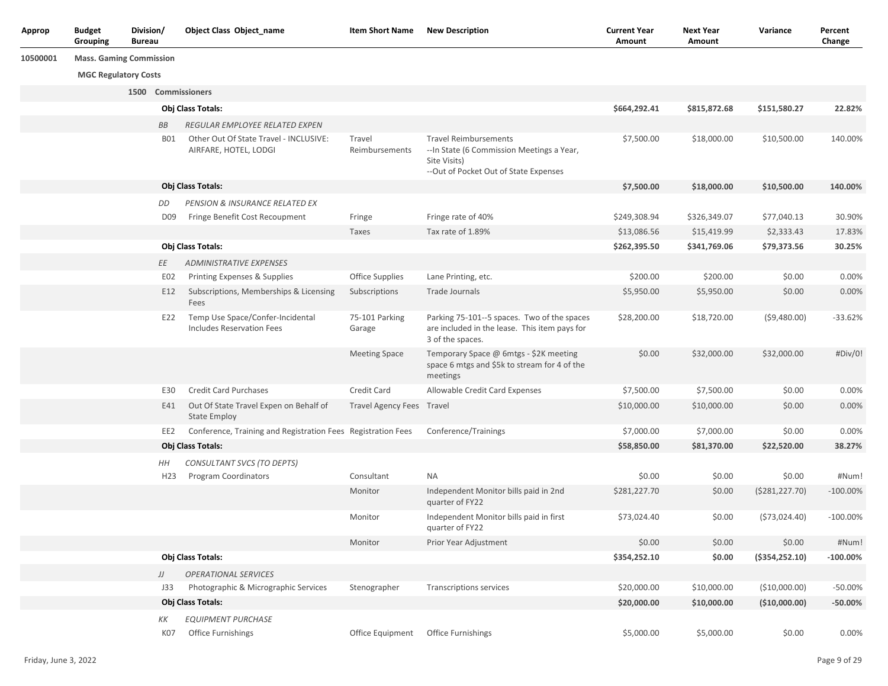| Approp | Budget Grouping | Division/ Bureau | Object Class | Object_name | Item Short Name | New Description | Current Year Amount | Next Year Amount | Variance | Percent Change |
|---|---|---|---|---|---|---|---|---|---|---|
| 10500001 | **Mass. Gaming Commission** | | | | | | | | | |
| | **MGC Regulatory Costs** | | | | | | | | | |
| | | **1500** | **Commissioners** | | | | | | | |
| | | | **Obj Class Totals:** | | | | **$664,292.41** | **$815,872.68** | **$151,580.27** | **22.82%** |
| | | | *BB* | *REGULAR EMPLOYEE RELATED EXPEN* | | | | | | |
| | | | B01 | Other Out Of State Travel - INCLUSIVE: AIRFARE, HOTEL, LODGI | Travel Reimbursements | Travel Reimbursements --In State (6 Commission Meetings a Year, Site Visits) --Out of Pocket Out of State Expenses | $7,500.00 | $18,000.00 | $10,500.00 | 140.00% |
| | | | **Obj Class Totals:** | | | | **$7,500.00** | **$18,000.00** | **$10,500.00** | **140.00%** |
| | | | *DD* | *PENSION & INSURANCE RELATED EX* | | | | | | |
| | | | D09 | Fringe Benefit Cost Recoupment | Fringe | Fringe rate of 40% | $249,308.94 | $326,349.07 | $77,040.13 | 30.90% |
| | | | | | Taxes | Tax rate of 1.89% | $13,086.56 | $15,419.99 | $2,333.43 | 17.83% |
| | | | **Obj Class Totals:** | | | | **$262,395.50** | **$341,769.06** | **$79,373.56** | **30.25%** |
| | | | *EE* | *ADMINISTRATIVE EXPENSES* | | | | | | |
| | | | E02 | Printing Expenses & Supplies | Office Supplies | Lane Printing, etc. | $200.00 | $200.00 | $0.00 | 0.00% |
| | | | E12 | Subscriptions, Memberships & Licensing Fees | Subscriptions | Trade Journals | $5,950.00 | $5,950.00 | $0.00 | 0.00% |
| | | | E22 | Temp Use Space/Confer-Incidental Includes Reservation Fees | 75-101 Parking Garage | Parking 75-101--5 spaces. Two of the spaces are included in the lease. This item pays for 3 of the spaces. | $28,200.00 | $18,720.00 | ($9,480.00) | -33.62% |
| | | | | | Meeting Space | Temporary Space @ 6mtgs - $2K meeting space 6 mtgs and $5k to stream for 4 of the meetings | $0.00 | $32,000.00 | $32,000.00 | #Div/0! |
| | | | E30 | Credit Card Purchases | Credit Card | Allowable Credit Card Expenses | $7,500.00 | $7,500.00 | $0.00 | 0.00% |
| | | | E41 | Out Of State Travel Expen on Behalf of State Employ | Travel Agency Fees | Travel | $10,000.00 | $10,000.00 | $0.00 | 0.00% |
| | | | EE2 | Conference, Training and Registration Fees | Registration Fees | Conference/Trainings | $7,000.00 | $7,000.00 | $0.00 | 0.00% |
| | | | **Obj Class Totals:** | | | | **$58,850.00** | **$81,370.00** | **$22,520.00** | **38.27%** |
| | | | *HH* | *CONSULTANT SVCS (TO DEPTS)* | | | | | | |
| | | | H23 | Program Coordinators | Consultant | NA | $0.00 | $0.00 | $0.00 | #Num! |
| | | | | | Monitor | Independent Monitor bills paid in 2nd quarter of FY22 | $281,227.70 | $0.00 | ($281,227.70) | -100.00% |
| | | | | | Monitor | Independent Monitor bills paid in first quarter of FY22 | $73,024.40 | $0.00 | ($73,024.40) | -100.00% |
| | | | | | Monitor | Prior Year Adjustment | $0.00 | $0.00 | $0.00 | #Num! |
| | | | **Obj Class Totals:** | | | | **$354,252.10** | **$0.00** | **($354,252.10)** | **-100.00%** |
| | | | *JJ* | *OPERATIONAL SERVICES* | | | | | | |
| | | | J33 | Photographic & Micrographic Services | Stenographer | Transcriptions services | $20,000.00 | $10,000.00 | ($10,000.00) | -50.00% |
| | | | **Obj Class Totals:** | | | | **$20,000.00** | **$10,000.00** | **($10,000.00)** | **-50.00%** |
| | | | *KK* | *EQUIPMENT PURCHASE* | | | | | | |
| | | | K07 | Office Furnishings | Office Equipment | Office Furnishings | $5,000.00 | $5,000.00 | $0.00 | 0.00% |

Friday, June 3, 2022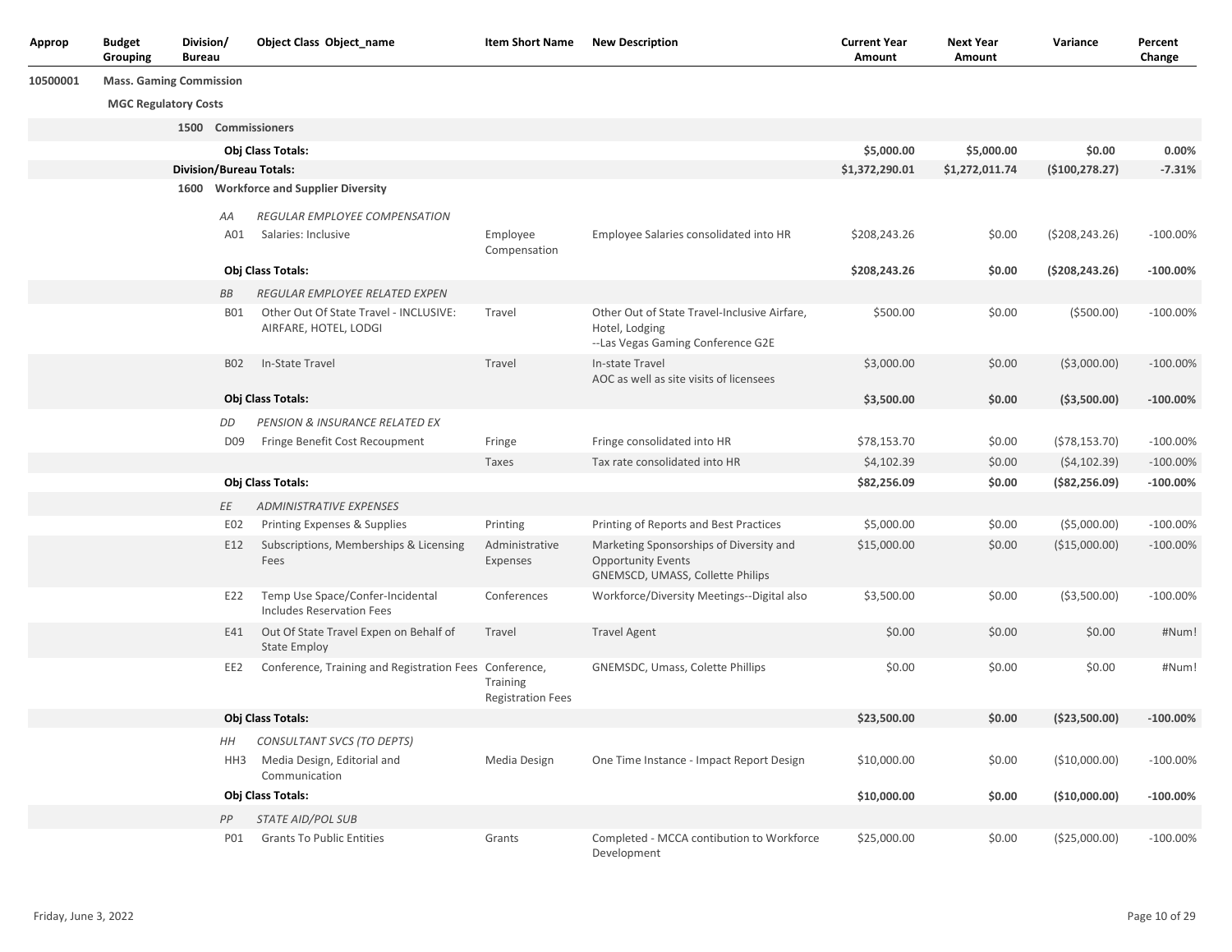| Approp | Budget Grouping | Division/ Bureau | Object Class | Object_name | Item Short Name | New Description | Current Year Amount | Next Year Amount | Variance | Percent Change |
|---|---|---|---|---|---|---|---|---|---|---|
| 10500001 | Mass. Gaming Commission | | | | | | | | | |
| | MGC Regulatory Costs | | | | | | | | | |
| | | 1500 | Commissioners | | | | | | | |
| | | | Obj Class Totals: | | | | $5,000.00 | $5,000.00 | $0.00 | 0.00% |
| | | Division/Bureau Totals: | | | | | $1,372,290.01 | $1,272,011.74 | ($100,278.27) | -7.31% |
| | | 1600 | Workforce and Supplier Diversity | | | | | | | |
| | | | *AA* | *REGULAR EMPLOYEE COMPENSATION* | | | | | | |
| | | | A01 | Salaries: Inclusive | Employee Compensation | Employee Salaries consolidated into HR | $208,243.26 | $0.00 | ($208,243.26) | -100.00% |
| | | | Obj Class Totals: | | | | $208,243.26 | $0.00 | ($208,243.26) | -100.00% |
| | | | *BB* | *REGULAR EMPLOYEE RELATED EXPEN* | | | | | | |
| | | | B01 | Other Out Of State Travel - INCLUSIVE: AIRFARE, HOTEL, LODGI | Travel | Other Out of State Travel-Inclusive Airfare, Hotel, Lodging --Las Vegas Gaming Conference G2E | $500.00 | $0.00 | ($500.00) | -100.00% |
| | | | B02 | In-State Travel | Travel | In-state Travel AOC as well as site visits of licensees | $3,000.00 | $0.00 | ($3,000.00) | -100.00% |
| | | | Obj Class Totals: | | | | $3,500.00 | $0.00 | ($3,500.00) | -100.00% |
| | | | *DD* | *PENSION & INSURANCE RELATED EX* | | | | | | |
| | | | D09 | Fringe Benefit Cost Recoupment | Fringe | Fringe consolidated into HR | $78,153.70 | $0.00 | ($78,153.70) | -100.00% |
| | | | | | Taxes | Tax rate consolidated into HR | $4,102.39 | $0.00 | ($4,102.39) | -100.00% |
| | | | Obj Class Totals: | | | | $82,256.09 | $0.00 | ($82,256.09) | -100.00% |
| | | | *EE* | *ADMINISTRATIVE EXPENSES* | | | | | | |
| | | | E02 | Printing Expenses & Supplies | Printing | Printing of Reports and Best Practices | $5,000.00 | $0.00 | ($5,000.00) | -100.00% |
| | | | E12 | Subscriptions, Memberships & Licensing Fees | Administrative Expenses | Marketing Sponsorships of Diversity and Opportunity Events GNEMSCD, UMASS, Collette Philips | $15,000.00 | $0.00 | ($15,000.00) | -100.00% |
| | | | E22 | Temp Use Space/Confer-Incidental Includes Reservation Fees | Conferences | Workforce/Diversity Meetings--Digital also | $3,500.00 | $0.00 | ($3,500.00) | -100.00% |
| | | | E41 | Out Of State Travel Expen on Behalf of State Employ | Travel | Travel Agent | $0.00 | $0.00 | $0.00 | #Num! |
| | | | EE2 | Conference, Training and Registration Fees | Conference, Training Registration Fees | GNEMSDC, Umass, Colette Phillips | $0.00 | $0.00 | $0.00 | #Num! |
| | | | Obj Class Totals: | | | | $23,500.00 | $0.00 | ($23,500.00) | -100.00% |
| | | | *HH* | *CONSULTANT SVCS (TO DEPTS)* | | | | | | |
| | | | HH3 | Media Design, Editorial and Communication | Media Design | One Time Instance - Impact Report Design | $10,000.00 | $0.00 | ($10,000.00) | -100.00% |
| | | | Obj Class Totals: | | | | $10,000.00 | $0.00 | ($10,000.00) | -100.00% |
| | | | *PP* | *STATE AID/POL SUB* | | | | | | |
| | | | P01 | Grants To Public Entities | Grants | Completed - MCCA contibution to Workforce Development | $25,000.00 | $0.00 | ($25,000.00) | -100.00% |

Friday, June 3, 2022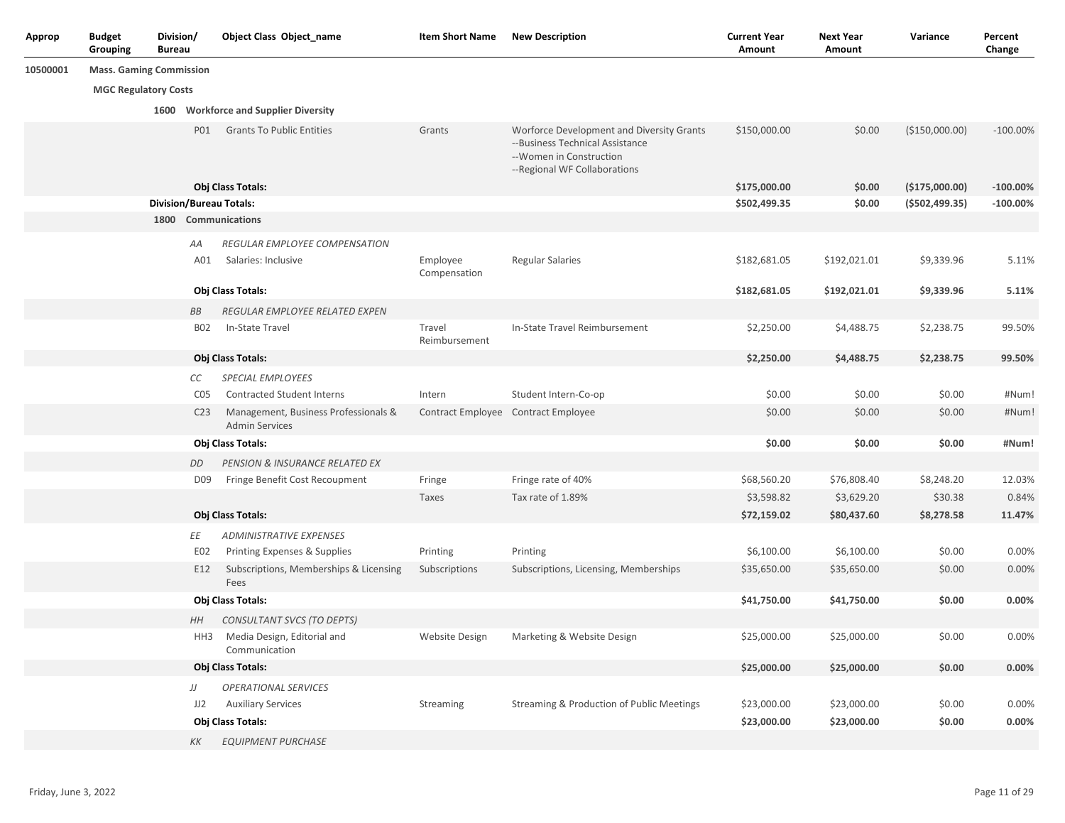| Approp | Budget Grouping | Division/ Bureau | Object Class | Object_name | Item Short Name | New Description | Current Year Amount | Next Year Amount | Variance | Percent Change |
|---|---|---|---|---|---|---|---|---|---|---|
| 10500001 | **Mass. Gaming Commission** | | | | | | | | | |
| | **MGC Regulatory Costs** | | | | | | | | | |
| | | **1600** | **Workforce and Supplier Diversity** | | | | | | | |
| | | | P01 | Grants To Public Entities | Grants | Worforce Development and Diversity Grants --Business Technical Assistance --Women in Construction --Regional WF Collaborations | $150,000.00 | $0.00 | ($150,000.00) | -100.00% |
| | | | **Obj Class Totals:** | | | | **$175,000.00** | **$0.00** | **($175,000.00)** | **-100.00%** |
| | | **Division/Bureau Totals:** | | | | | **$502,499.35** | **$0.00** | **($502,499.35)** | **-100.00%** |
| | | **1800** | **Communications** | | | | | | | |
| | | | *AA* | *REGULAR EMPLOYEE COMPENSATION* | | | | | | |
| | | | A01 | Salaries: Inclusive | Employee Compensation | Regular Salaries | $182,681.05 | $192,021.01 | $9,339.96 | 5.11% |
| | | | **Obj Class Totals:** | | | | **$182,681.05** | **$192,021.01** | **$9,339.96** | **5.11%** |
| | | | *BB* | *REGULAR EMPLOYEE RELATED EXPEN* | | | | | | |
| | | | B02 | In-State Travel | Travel Reimbursement | In-State Travel Reimbursement | $2,250.00 | $4,488.75 | $2,238.75 | 99.50% |
| | | | **Obj Class Totals:** | | | | **$2,250.00** | **$4,488.75** | **$2,238.75** | **99.50%** |
| | | | *CC* | *SPECIAL EMPLOYEES* | | | | | | |
| | | | C05 | Contracted Student Interns | Intern | Student Intern-Co-op | $0.00 | $0.00 | $0.00 | #Num! |
| | | | C23 | Management, Business Professionals & Admin Services | Contract Employee | Contract Employee | $0.00 | $0.00 | $0.00 | #Num! |
| | | | **Obj Class Totals:** | | | | **$0.00** | **$0.00** | **$0.00** | **#Num!** |
| | | | *DD* | *PENSION & INSURANCE RELATED EX* | | | | | | |
| | | | D09 | Fringe Benefit Cost Recoupment | Fringe | Fringe rate of 40% | $68,560.20 | $76,808.40 | $8,248.20 | 12.03% |
| | | | | | Taxes | Tax rate of 1.89% | $3,598.82 | $3,629.20 | $30.38 | 0.84% |
| | | | **Obj Class Totals:** | | | | **$72,159.02** | **$80,437.60** | **$8,278.58** | **11.47%** |
| | | | *EE* | *ADMINISTRATIVE EXPENSES* | | | | | | |
| | | | E02 | Printing Expenses & Supplies | Printing | Printing | $6,100.00 | $6,100.00 | $0.00 | 0.00% |
| | | | E12 | Subscriptions, Memberships & Licensing Fees | Subscriptions | Subscriptions, Licensing, Memberships | $35,650.00 | $35,650.00 | $0.00 | 0.00% |
| | | | **Obj Class Totals:** | | | | **$41,750.00** | **$41,750.00** | **$0.00** | **0.00%** |
| | | | *HH* | *CONSULTANT SVCS (TO DEPTS)* | | | | | | |
| | | | HH3 | Media Design, Editorial and Communication | Website Design | Marketing & Website Design | $25,000.00 | $25,000.00 | $0.00 | 0.00% |
| | | | **Obj Class Totals:** | | | | **$25,000.00** | **$25,000.00** | **$0.00** | **0.00%** |
| | | | *JJ* | *OPERATIONAL SERVICES* | | | | | | |
| | | | JJ2 | Auxiliary Services | Streaming | Streaming & Production of Public Meetings | $23,000.00 | $23,000.00 | $0.00 | 0.00% |
| | | | **Obj Class Totals:** | | | | **$23,000.00** | **$23,000.00** | **$0.00** | **0.00%** |
| | | | *KK* | *EQUIPMENT PURCHASE* | | | | | | |

Friday, June 3, 2022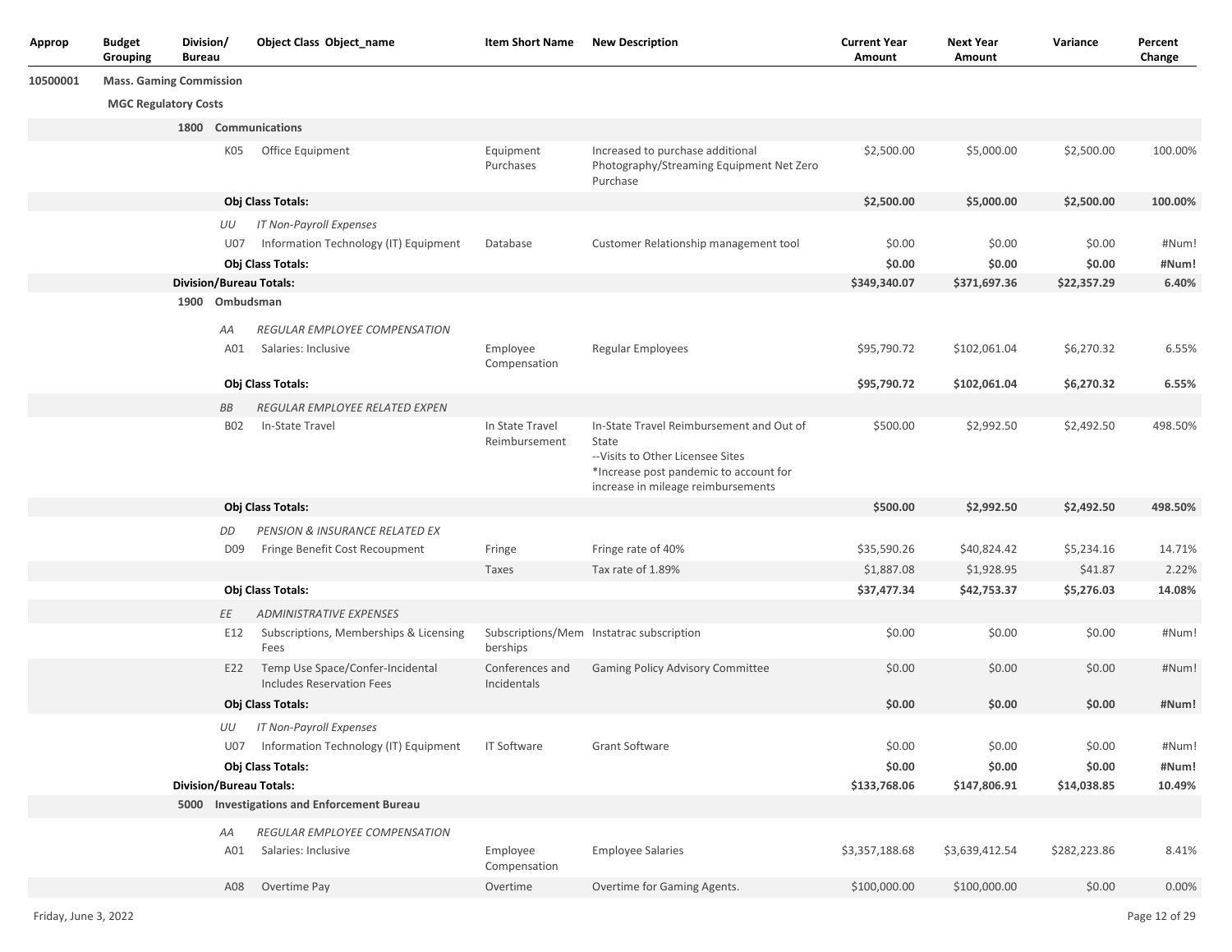| Approp | Budget Grouping | Division/ Bureau | Object Class | Object_name | Item Short Name | New Description | Current Year Amount | Next Year Amount | Variance | Percent Change |
|---|---|---|---|---|---|---|---|---|---|---|
| 10500001 | Mass. Gaming Commission | | | | | | | | | |
| | MGC Regulatory Costs | | | | | | | | | |
| | | 1800 | Communications | | | | | | | |
| | | | K05 | Office Equipment | Equipment Purchases | Increased to purchase additional Photography/Streaming Equipment Net Zero Purchase | $2,500.00 | $5,000.00 | $2,500.00 | 100.00% |
| | | | **Obj Class Totals:** | | | | **$2,500.00** | **$5,000.00** | **$2,500.00** | **100.00%** |
| | | | *UU* | *IT Non-Payroll Expenses* | | | | | | |
| | | | U07 | Information Technology (IT) Equipment | Database | Customer Relationship management tool | $0.00 | $0.00 | $0.00 | #Num! |
| | | | **Obj Class Totals:** | | | | **$0.00** | **$0.00** | **$0.00** | **#Num!** |
| | | **Division/Bureau Totals:** | | | | | **$349,340.07** | **$371,697.36** | **$22,357.29** | **6.40%** |
| | | 1900 | Ombudsman | | | | | | | |
| | | | *AA* | *REGULAR EMPLOYEE COMPENSATION* | | | | | | |
| | | | A01 | Salaries: Inclusive | Employee Compensation | Regular Employees | $95,790.72 | $102,061.04 | $6,270.32 | 6.55% |
| | | | **Obj Class Totals:** | | | | **$95,790.72** | **$102,061.04** | **$6,270.32** | **6.55%** |
| | | | *BB* | *REGULAR EMPLOYEE RELATED EXPEN* | | | | | | |
| | | | B02 | In-State Travel | In State Travel Reimbursement | In-State Travel Reimbursement and Out of State<br>--Visits to Other Licensee Sites<br>*Increase post pandemic to account for increase in mileage reimbursements | $500.00 | $2,992.50 | $2,492.50 | 498.50% |
| | | | **Obj Class Totals:** | | | | **$500.00** | **$2,992.50** | **$2,492.50** | **498.50%** |
| | | | *DD* | *PENSION & INSURANCE RELATED EX* | | | | | | |
| | | | D09 | Fringe Benefit Cost Recoupment | Fringe | Fringe rate of 40% | $35,590.26 | $40,824.42 | $5,234.16 | 14.71% |
| | | | | | Taxes | Tax rate of 1.89% | $1,887.08 | $1,928.95 | $41.87 | 2.22% |
| | | | **Obj Class Totals:** | | | | **$37,477.34** | **$42,753.37** | **$5,276.03** | **14.08%** |
| | | | *EE* | *ADMINISTRATIVE EXPENSES* | | | | | | |
| | | | E12 | Subscriptions, Memberships & Licensing Fees | Subscriptions/Memberships | Instatrac subscription | $0.00 | $0.00 | $0.00 | #Num! |
| | | | E22 | Temp Use Space/Confer-Incidental Includes Reservation Fees | Conferences and Incidentals | Gaming Policy Advisory Committee | $0.00 | $0.00 | $0.00 | #Num! |
| | | | **Obj Class Totals:** | | | | **$0.00** | **$0.00** | **$0.00** | **#Num!** |
| | | | *UU* | *IT Non-Payroll Expenses* | | | | | | |
| | | | U07 | Information Technology (IT) Equipment | IT Software | Grant Software | $0.00 | $0.00 | $0.00 | #Num! |
| | | | **Obj Class Totals:** | | | | **$0.00** | **$0.00** | **$0.00** | **#Num!** |
| | | **Division/Bureau Totals:** | | | | | **$133,768.06** | **$147,806.91** | **$14,038.85** | **10.49%** |
| | | 5000 | Investigations and Enforcement Bureau | | | | | | | |
| | | | *AA* | *REGULAR EMPLOYEE COMPENSATION* | | | | | | |
| | | | A01 | Salaries: Inclusive | Employee Compensation | Employee Salaries | $3,357,188.68 | $3,639,412.54 | $282,223.86 | 8.41% |
| | | | A08 | Overtime Pay | Overtime | Overtime for Gaming Agents. | $100,000.00 | $100,000.00 | $0.00 | 0.00% |

Friday, June 3, 2022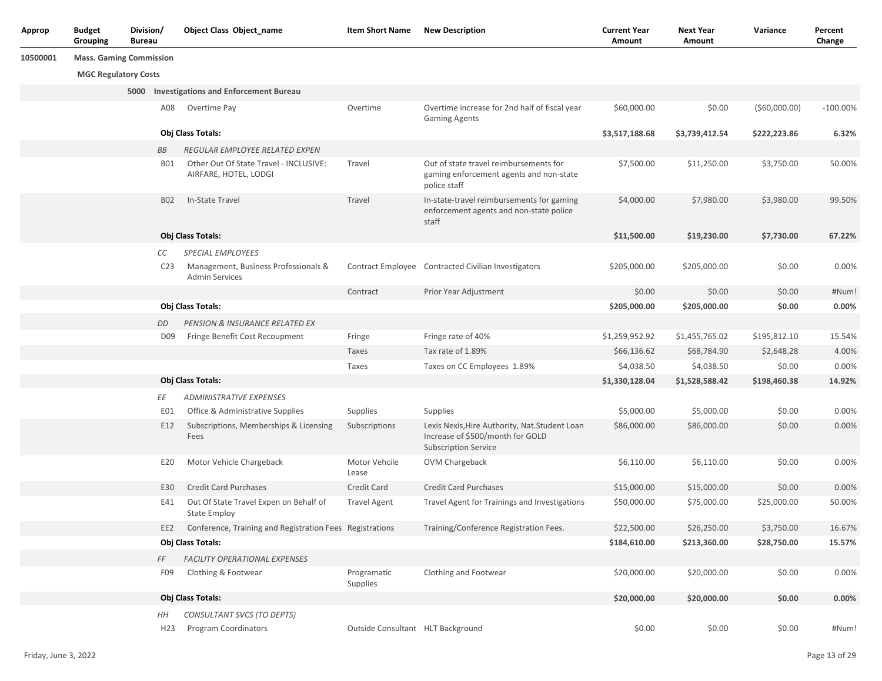| Approp | Budget Grouping | Division/ Bureau | Object Class | Object_name | Item Short Name | New Description | Current Year Amount | Next Year Amount | Variance | Percent Change |
|---|---|---|---|---|---|---|---|---|---|---|
| 10500001 | **Mass. Gaming Commission** | | | | | | | | | |
| | **MGC Regulatory Costs** | | | | | | | | | |
| | | **5000** | **Investigations and Enforcement Bureau** | | | | | | | |
| | | | A08 | Overtime Pay | Overtime | Overtime increase for 2nd half of fiscal year Gaming Agents | $60,000.00 | $0.00 | ($60,000.00) | -100.00% |
| | | | **Obj Class Totals:** | | | | **$3,517,188.68** | **$3,739,412.54** | **$222,223.86** | **6.32%** |
| | | | *BB* | *REGULAR EMPLOYEE RELATED EXPEN* | | | | | | |
| | | | B01 | Other Out Of State Travel - INCLUSIVE: AIRFARE, HOTEL, LODGI | Travel | Out of state travel reimbursements for gaming enforcement agents and non-state police staff | $7,500.00 | $11,250.00 | $3,750.00 | 50.00% |
| | | | B02 | In-State Travel | Travel | In-state-travel reimbursements for gaming enforcement agents and non-state police staff | $4,000.00 | $7,980.00 | $3,980.00 | 99.50% |
| | | | **Obj Class Totals:** | | | | **$11,500.00** | **$19,230.00** | **$7,730.00** | **67.22%** |
| | | | *CC* | *SPECIAL EMPLOYEES* | | | | | | |
| | | | C23 | Management, Business Professionals & Admin Services | Contract Employee | Contracted Civilian Investigators | $205,000.00 | $205,000.00 | $0.00 | 0.00% |
| | | | | | Contract | Prior Year Adjustment | $0.00 | $0.00 | $0.00 | #Num! |
| | | | **Obj Class Totals:** | | | | **$205,000.00** | **$205,000.00** | **$0.00** | **0.00%** |
| | | | *DD* | *PENSION & INSURANCE RELATED EX* | | | | | | |
| | | | D09 | Fringe Benefit Cost Recoupment | Fringe | Fringe rate of 40% | $1,259,952.92 | $1,455,765.02 | $195,812.10 | 15.54% |
| | | | | | Taxes | Tax rate of 1.89% | $66,136.62 | $68,784.90 | $2,648.28 | 4.00% |
| | | | | | Taxes | Taxes on CC Employees 1.89% | $4,038.50 | $4,038.50 | $0.00 | 0.00% |
| | | | **Obj Class Totals:** | | | | **$1,330,128.04** | **$1,528,588.42** | **$198,460.38** | **14.92%** |
| | | | *EE* | *ADMINISTRATIVE EXPENSES* | | | | | | |
| | | | E01 | Office & Administrative Supplies | Supplies | Supplies | $5,000.00 | $5,000.00 | $0.00 | 0.00% |
| | | | E12 | Subscriptions, Memberships & Licensing Fees | Subscriptions | Lexis Nexis,Hire Authority, Nat.Student Loan Increase of $500/month for GOLD Subscription Service | $86,000.00 | $86,000.00 | $0.00 | 0.00% |
| | | | E20 | Motor Vehicle Chargeback | Motor Vehcile Lease | OVM Chargeback | $6,110.00 | $6,110.00 | $0.00 | 0.00% |
| | | | E30 | Credit Card Purchases | Credit Card | Credit Card Purchases | $15,000.00 | $15,000.00 | $0.00 | 0.00% |
| | | | E41 | Out Of State Travel Expen on Behalf of State Employ | Travel Agent | Travel Agent for Trainings and Investigations | $50,000.00 | $75,000.00 | $25,000.00 | 50.00% |
| | | | EE2 | Conference, Training and Registration Fees | Registrations | Training/Conference Registration Fees. | $22,500.00 | $26,250.00 | $3,750.00 | 16.67% |
| | | | **Obj Class Totals:** | | | | **$184,610.00** | **$213,360.00** | **$28,750.00** | **15.57%** |
| | | | *FF* | *FACILITY OPERATIONAL EXPENSES* | | | | | | |
| | | | F09 | Clothing & Footwear | Programatic Supplies | Clothing and Footwear | $20,000.00 | $20,000.00 | $0.00 | 0.00% |
| | | | **Obj Class Totals:** | | | | **$20,000.00** | **$20,000.00** | **$0.00** | **0.00%** |
| | | | *HH* | *CONSULTANT SVCS (TO DEPTS)* | | | | | | |
| | | | H23 | Program Coordinators | Outside Consultant | HLT Background | $0.00 | $0.00 | $0.00 | #Num! |

Friday, June 3, 2022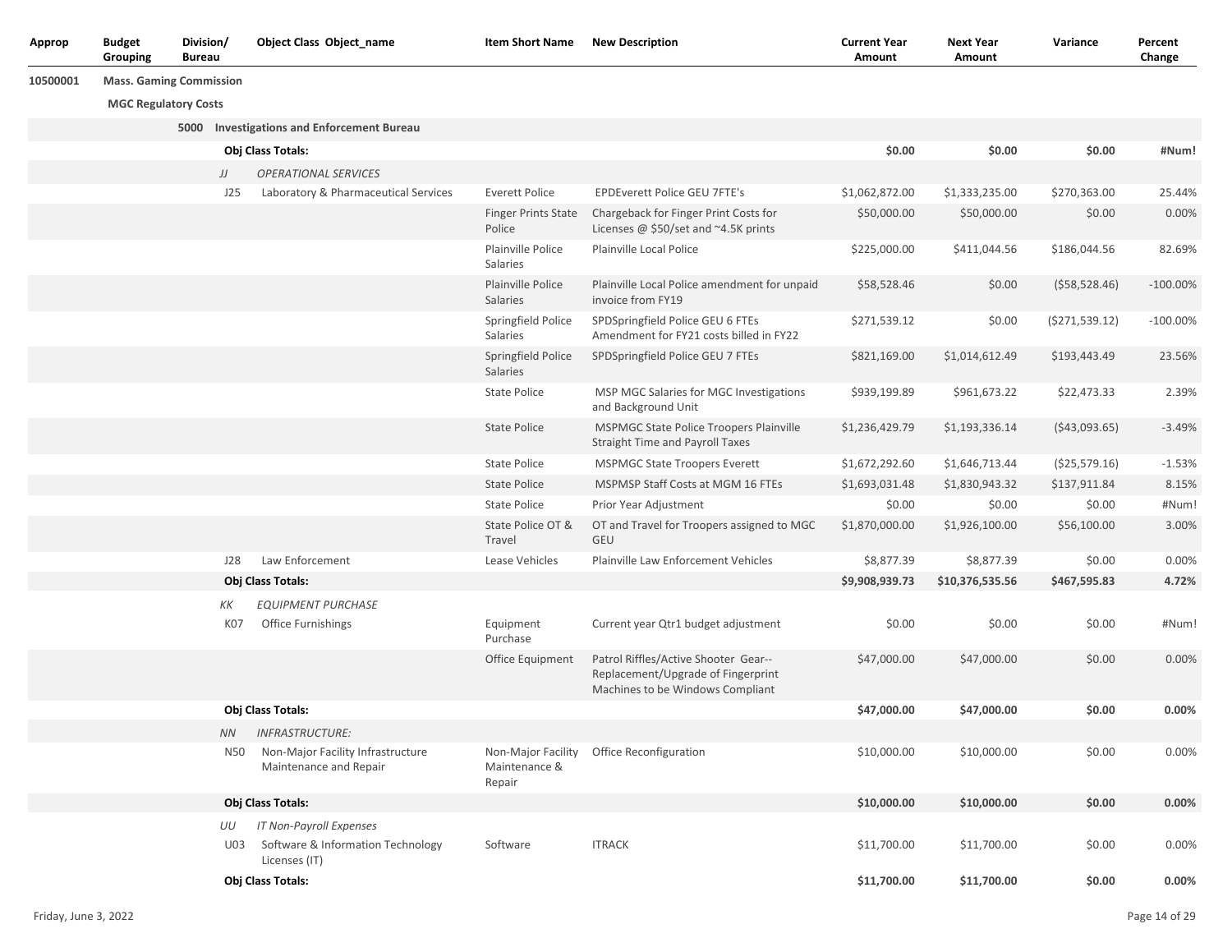| Approp | Budget Grouping | Division/ Bureau | Object Class | Object_name | Item Short Name | New Description | Current Year Amount | Next Year Amount | Variance | Percent Change |
|---|---|---|---|---|---|---|---|---|---|---|
| 10500001 | **Mass. Gaming Commission** | | | | | | | | | |
| | **MGC Regulatory Costs** | | | | | | | | | |
| | | **5000** | **Investigations and Enforcement Bureau** | | | | | | | |
| | | | **Obj Class Totals:** | | | | **$0.00** | **$0.00** | **$0.00** | **#Num!** |
| | | | *JJ* | *OPERATIONAL SERVICES* | | | | | | |
| | | | J25 | Laboratory & Pharmaceutical Services | Everett Police | EPDEverett Police GEU 7FTE's | $1,062,872.00 | $1,333,235.00 | $270,363.00 | 25.44% |
| | | | | | Finger Prints State Police | Chargeback for Finger Print Costs for Licenses @ $50/set and ~4.5K prints | $50,000.00 | $50,000.00 | $0.00 | 0.00% |
| | | | | | Plainville Police Salaries | Plainville Local Police | $225,000.00 | $411,044.56 | $186,044.56 | 82.69% |
| | | | | | Plainville Police Salaries | Plainville Local Police amendment for unpaid invoice from FY19 | $58,528.46 | $0.00 | ($58,528.46) | -100.00% |
| | | | | | Springfield Police Salaries | SPDSpringfield Police GEU 6 FTEs Amendment for FY21 costs billed in FY22 | $271,539.12 | $0.00 | ($271,539.12) | -100.00% |
| | | | | | Springfield Police Salaries | SPDSpringfield Police GEU 7 FTEs | $821,169.00 | $1,014,612.49 | $193,443.49 | 23.56% |
| | | | | | State Police | MSP MGC Salaries for MGC Investigations and Background Unit | $939,199.89 | $961,673.22 | $22,473.33 | 2.39% |
| | | | | | State Police | MSPMGC State Police Troopers Plainville Straight Time and Payroll Taxes | $1,236,429.79 | $1,193,336.14 | ($43,093.65) | -3.49% |
| | | | | | State Police | MSPMGC State Troopers Everett | $1,672,292.60 | $1,646,713.44 | ($25,579.16) | -1.53% |
| | | | | | State Police | MSPMSP Staff Costs at MGM 16 FTEs | $1,693,031.48 | $1,830,943.32 | $137,911.84 | 8.15% |
| | | | | | State Police | Prior Year Adjustment | $0.00 | $0.00 | $0.00 | #Num! |
| | | | | | State Police OT & Travel | OT and Travel for Troopers assigned to MGC GEU | $1,870,000.00 | $1,926,100.00 | $56,100.00 | 3.00% |
| | | | J28 | Law Enforcement | Lease Vehicles | Plainville Law Enforcement Vehicles | $8,877.39 | $8,877.39 | $0.00 | 0.00% |
| | | | **Obj Class Totals:** | | | | **$9,908,939.73** | **$10,376,535.56** | **$467,595.83** | **4.72%** |
| | | | *KK* | *EQUIPMENT PURCHASE* | | | | | | |
| | | | K07 | Office Furnishings | Equipment Purchase | Current year Qtr1 budget adjustment | $0.00 | $0.00 | $0.00 | #Num! |
| | | | | | Office Equipment | Patrol Riffles/Active Shooter Gear--Replacement/Upgrade of Fingerprint Machines to be Windows Compliant | $47,000.00 | $47,000.00 | $0.00 | 0.00% |
| | | | **Obj Class Totals:** | | | | **$47,000.00** | **$47,000.00** | **$0.00** | **0.00%** |
| | | | *NN* | *INFRASTRUCTURE:* | | | | | | |
| | | | N50 | Non-Major Facility Infrastructure Maintenance and Repair | Non-Major Facility Maintenance & Repair | Office Reconfiguration | $10,000.00 | $10,000.00 | $0.00 | 0.00% |
| | | | **Obj Class Totals:** | | | | **$10,000.00** | **$10,000.00** | **$0.00** | **0.00%** |
| | | | *UU* | *IT Non-Payroll Expenses* | | | | | | |
| | | | U03 | Software & Information Technology Licenses (IT) | Software | ITRACK | $11,700.00 | $11,700.00 | $0.00 | 0.00% |
| | | | **Obj Class Totals:** | | | | **$11,700.00** | **$11,700.00** | **$0.00** | **0.00%** |

Friday, June 3, 2022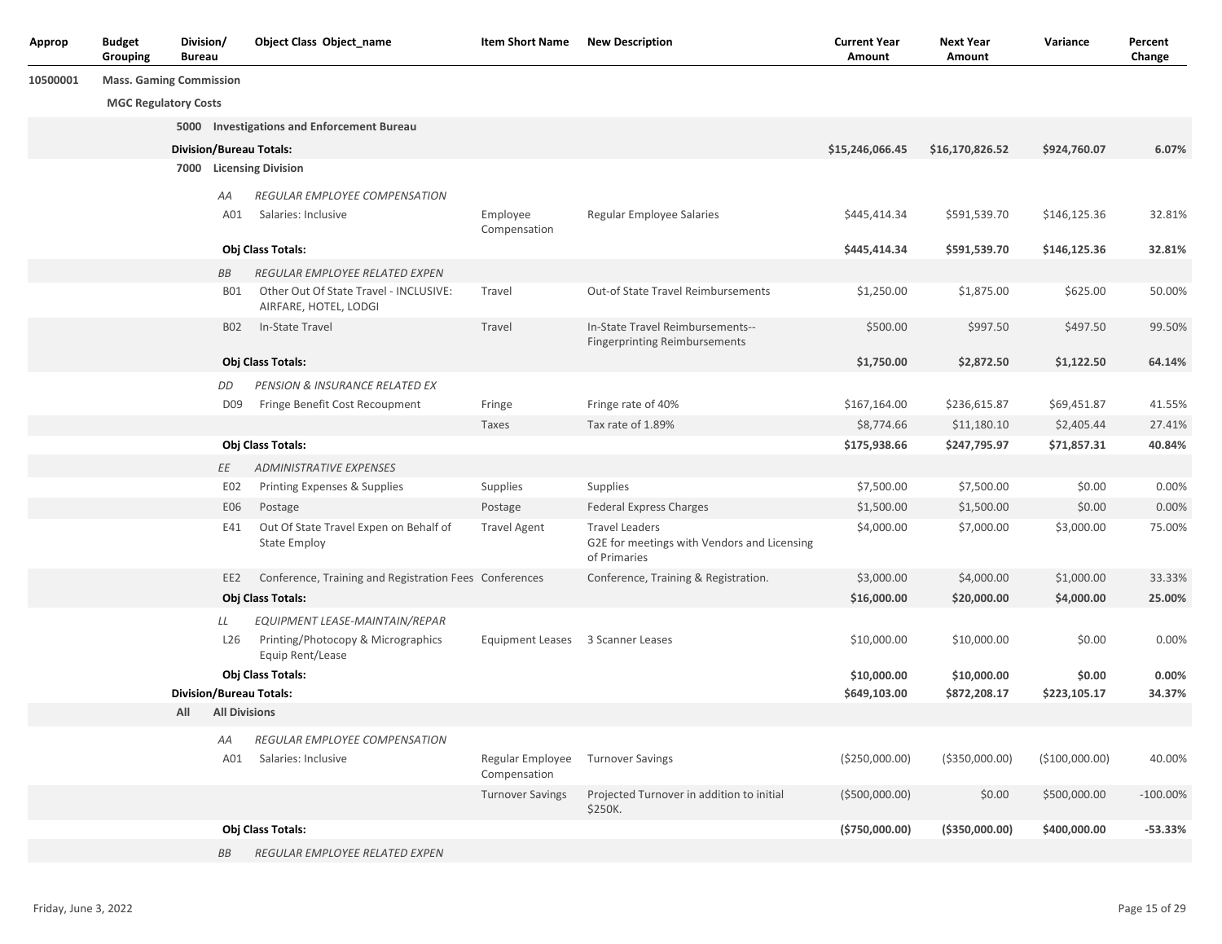| Approp | Budget Grouping | Division/ Bureau | Object Class | Object_name | Item Short Name | New Description | Current Year Amount | Next Year Amount | Variance | Percent Change |
|---|---|---|---|---|---|---|---|---|---|---|
| 10500001 | **Mass. Gaming Commission** | | | | | | | | | |
| | **MGC Regulatory Costs** | | | | | | | | | |
| | | **5000** | **Investigations and Enforcement Bureau** | | | | | | | |
| | | **Division/Bureau Totals:** | | | | | **$15,246,066.45** | **$16,170,826.52** | **$924,760.07** | **6.07%** |
| | | **7000** | **Licensing Division** | | | | | | | |
| | | | *AA* | *REGULAR EMPLOYEE COMPENSATION* | | | | | | |
| | | | A01 | Salaries: Inclusive | Employee Compensation | Regular Employee Salaries | $445,414.34 | $591,539.70 | $146,125.36 | 32.81% |
| | | | **Obj Class Totals:** | | | | **$445,414.34** | **$591,539.70** | **$146,125.36** | **32.81%** |
| | | | *BB* | *REGULAR EMPLOYEE RELATED EXPEN* | | | | | | |
| | | | B01 | Other Out Of State Travel - INCLUSIVE: AIRFARE, HOTEL, LODGI | Travel | Out-of State Travel Reimbursements | $1,250.00 | $1,875.00 | $625.00 | 50.00% |
| | | | B02 | In-State Travel | Travel | In-State Travel Reimbursements-- Fingerprinting Reimbursements | $500.00 | $997.50 | $497.50 | 99.50% |
| | | | **Obj Class Totals:** | | | | **$1,750.00** | **$2,872.50** | **$1,122.50** | **64.14%** |
| | | | *DD* | *PENSION & INSURANCE RELATED EX* | | | | | | |
| | | | D09 | Fringe Benefit Cost Recoupment | Fringe | Fringe rate of 40% | $167,164.00 | $236,615.87 | $69,451.87 | 41.55% |
| | | | | | Taxes | Tax rate of 1.89% | $8,774.66 | $11,180.10 | $2,405.44 | 27.41% |
| | | | **Obj Class Totals:** | | | | **$175,938.66** | **$247,795.97** | **$71,857.31** | **40.84%** |
| | | | *EE* | *ADMINISTRATIVE EXPENSES* | | | | | | |
| | | | E02 | Printing Expenses & Supplies | Supplies | Supplies | $7,500.00 | $7,500.00 | $0.00 | 0.00% |
| | | | E06 | Postage | Postage | Federal Express Charges | $1,500.00 | $1,500.00 | $0.00 | 0.00% |
| | | | E41 | Out Of State Travel Expen on Behalf of State Employ | Travel Agent | Travel Leaders G2E for meetings with Vendors and Licensing of Primaries | $4,000.00 | $7,000.00 | $3,000.00 | 75.00% |
| | | | EE2 | Conference, Training and Registration Fees | Conferences | Conference, Training & Registration. | $3,000.00 | $4,000.00 | $1,000.00 | 33.33% |
| | | | **Obj Class Totals:** | | | | **$16,000.00** | **$20,000.00** | **$4,000.00** | **25.00%** |
| | | | *LL* | *EQUIPMENT LEASE-MAINTAIN/REPAR* | | | | | | |
| | | | L26 | Printing/Photocopy & Micrographics Equip Rent/Lease | Equipment Leases | 3 Scanner Leases | $10,000.00 | $10,000.00 | $0.00 | 0.00% |
| | | | **Obj Class Totals:** | | | | **$10,000.00** | **$10,000.00** | **$0.00** | **0.00%** |
| | | **Division/Bureau Totals:** | | | | | **$649,103.00** | **$872,208.17** | **$223,105.17** | **34.37%** |
| | | **All** | **All Divisions** | | | | | | | |
| | | | *AA* | *REGULAR EMPLOYEE COMPENSATION* | | | | | | |
| | | | A01 | Salaries: Inclusive | Regular Employee Compensation | Turnover Savings | ($250,000.00) | ($350,000.00) | ($100,000.00) | 40.00% |
| | | | | | Turnover Savings | Projected Turnover in addition to initial $250K. | ($500,000.00) | $0.00 | $500,000.00 | -100.00% |
| | | | **Obj Class Totals:** | | | | **($750,000.00)** | **($350,000.00)** | **$400,000.00** | **-53.33%** |
| | | | *BB* | *REGULAR EMPLOYEE RELATED EXPEN* | | | | | | |

Friday, June 3, 2022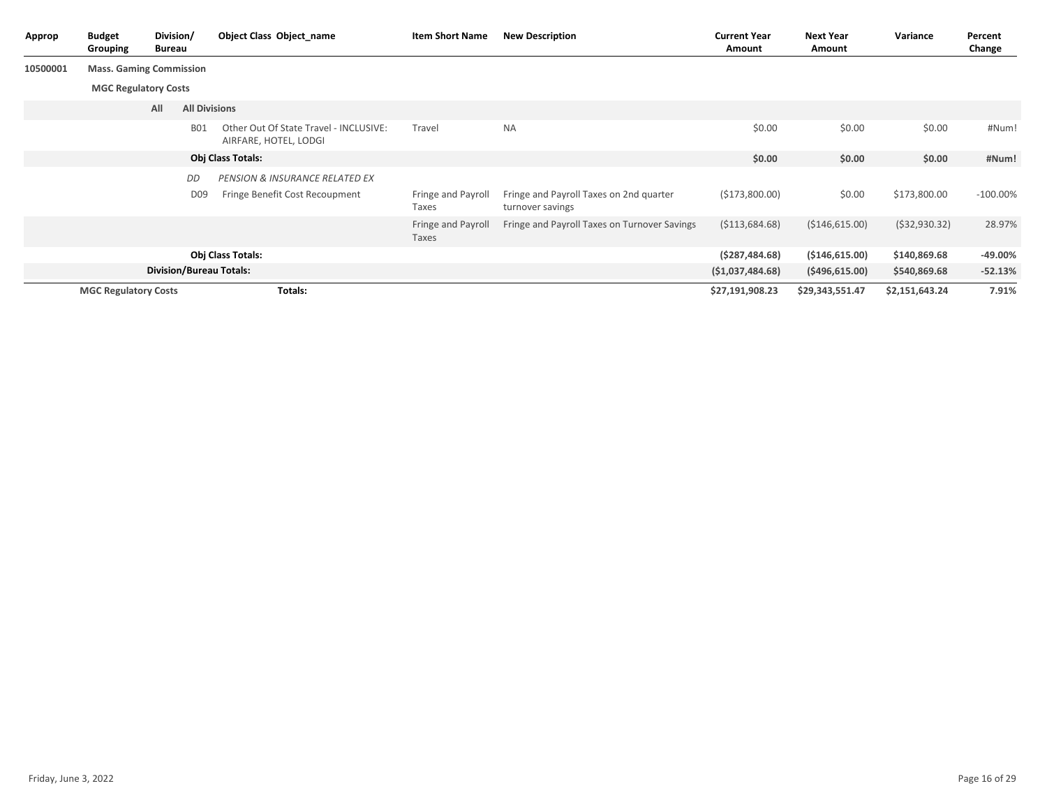| Approp | Budget Grouping | Division/ Bureau | Object Class | Object_name | Item Short Name | New Description | Current Year Amount | Next Year Amount | Variance | Percent Change |
|---|---|---|---|---|---|---|---|---|---|---|
| 10500001 | Mass. Gaming Commission | | | | | | | | | |
| | MGC Regulatory Costs | | | | | | | | | |
| | | All | All Divisions | | | | | | | |
| | | | B01 | Other Out Of State Travel - INCLUSIVE: AIRFARE, HOTEL, LODGI | Travel | NA | $0.00 | $0.00 | $0.00 | #Num! |
| | | | **Obj Class Totals:** | | | | **$0.00** | **$0.00** | **$0.00** | **#Num!** |
| | | | *DD* | *PENSION & INSURANCE RELATED EX* | | | | | | |
| | | | D09 | Fringe Benefit Cost Recoupment | Fringe and Payroll Taxes | Fringe and Payroll Taxes on 2nd quarter turnover savings | ($173,800.00) | $0.00 | $173,800.00 | -100.00% |
| | | | | | Fringe and Payroll Taxes | Fringe and Payroll Taxes on Turnover Savings | ($113,684.68) | ($146,615.00) | ($32,930.32) | 28.97% |
| | | | **Obj Class Totals:** | | | | **($287,484.68)** | **($146,615.00)** | **$140,869.68** | **-49.00%** |
| | | **Division/Bureau Totals:** | | | | | **($1,037,484.68)** | **($496,615.00)** | **$540,869.68** | **-52.13%** |
| | **MGC Regulatory Costs** | | **Totals:** | | | | **$27,191,908.23** | **$29,343,551.47** | **$2,151,643.24** | **7.91%** |

Friday, June 3, 2022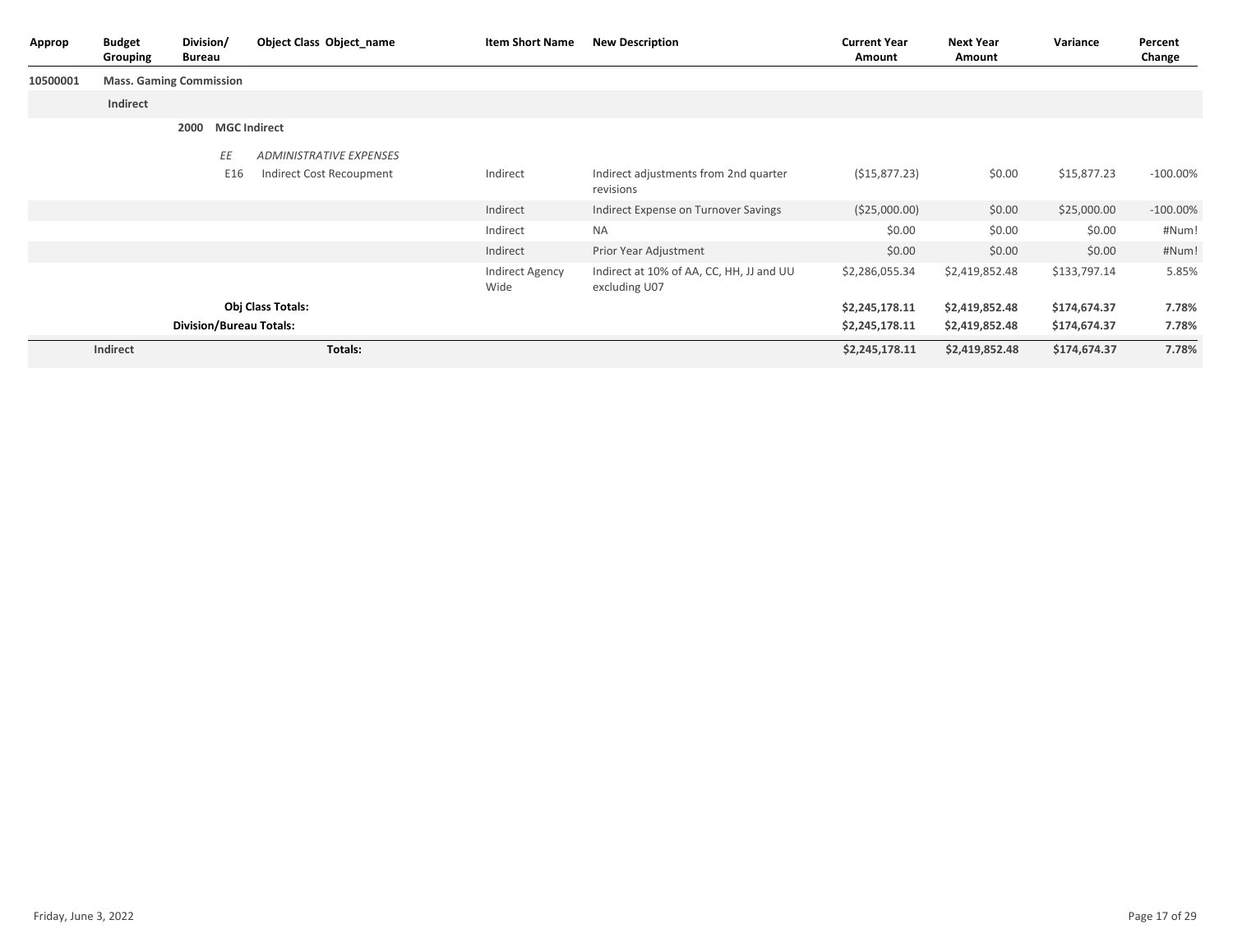| Approp | Budget Grouping | Division/ Bureau | Object Class | Object_name | Item Short Name | New Description | Current Year Amount | Next Year Amount | Variance | Percent Change |
|---|---|---|---|---|---|---|---|---|---|---|
| 10500001 | Mass. Gaming Commission | | | | | | | | | |
| | Indirect | | | | | | | | | |
| | | 2000 | MGC Indirect | | | | | | | |
| | | | *EE* | *ADMINISTRATIVE EXPENSES* | | | | | | |
| | | | E16 | Indirect Cost Recoupment | Indirect | Indirect adjustments from 2nd quarter revisions | ($15,877.23) | $0.00 | $15,877.23 | -100.00% |
| | | | | | Indirect | Indirect Expense on Turnover Savings | ($25,000.00) | $0.00 | $25,000.00 | -100.00% |
| | | | | | Indirect | NA | $0.00 | $0.00 | $0.00 | #Num! |
| | | | | | Indirect | Prior Year Adjustment | $0.00 | $0.00 | $0.00 | #Num! |
| | | | | | Indirect Agency Wide | Indirect at 10% of AA, CC, HH, JJ and UU excluding U07 | $2,286,055.34 | $2,419,852.48 | $133,797.14 | 5.85% |
| | | | **Obj Class Totals:** | | | | **$2,245,178.11** | **$2,419,852.48** | **$174,674.37** | **7.78%** |
| | | **Division/Bureau Totals:** | | | | | **$2,245,178.11** | **$2,419,852.48** | **$174,674.37** | **7.78%** |
| | **Indirect** | | **Totals:** | | | | **$2,245,178.11** | **$2,419,852.48** | **$174,674.37** | **7.78%** |

Friday, June 3, 2022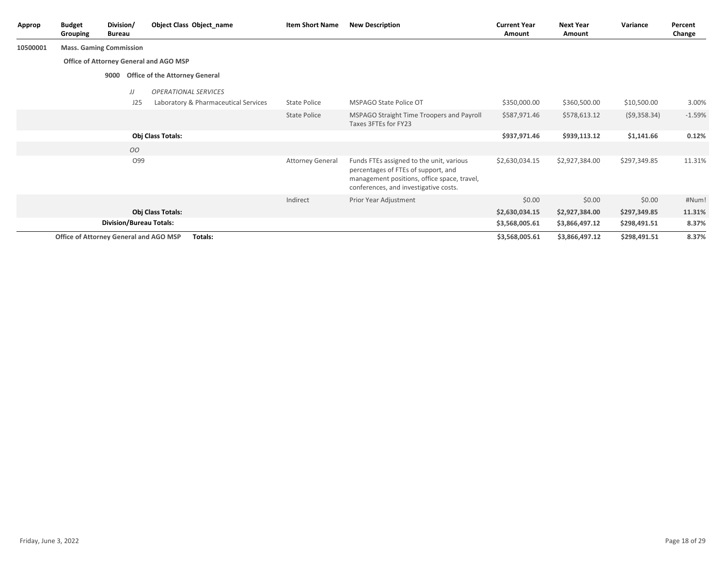| Approp | Budget Grouping | Division/ Bureau | Object Class | Object_name | Item Short Name | New Description | Current Year Amount | Next Year Amount | Variance | Percent Change |
|---|---|---|---|---|---|---|---|---|---|---|
| 10500001 | **Mass. Gaming Commission** | | | | | | | | | |
| | **Office of Attorney General and AGO MSP** | | | | | | | | | |
| | | **9000** | **Office of the Attorney General** | | | | | | | |
| | | | *JJ* | *OPERATIONAL SERVICES* | | | | | | |
| | | | J25 | Laboratory & Pharmaceutical Services | State Police | MSPAGO State Police OT | $350,000.00 | $360,500.00 | $10,500.00 | 3.00% |
| | | | | | State Police | MSPAGO Straight Time Troopers and Payroll Taxes 3FTEs for FY23 | $587,971.46 | $578,613.12 | ($9,358.34) | -1.59% |
| | | | **Obj Class Totals:** | | | | **$937,971.46** | **$939,113.12** | **$1,141.66** | **0.12%** |
| | | | *OO* | | | | | | | |
| | | | O99 | | Attorney General | Funds FTEs assigned to the unit, various percentages of FTEs of support, and management positions, office space, travel, conferences, and investigative costs. | $2,630,034.15 | $2,927,384.00 | $297,349.85 | 11.31% |
| | | | | | Indirect | Prior Year Adjustment | $0.00 | $0.00 | $0.00 | #Num! |
| | | | **Obj Class Totals:** | | | | **$2,630,034.15** | **$2,927,384.00** | **$297,349.85** | **11.31%** |
| | | **Division/Bureau Totals:** | | | | | **$3,568,005.61** | **$3,866,497.12** | **$298,491.51** | **8.37%** |
| | **Office of Attorney General and AGO MSP** | | | **Totals:** | | | **$3,568,005.61** | **$3,866,497.12** | **$298,491.51** | **8.37%** |

Friday, June 3, 2022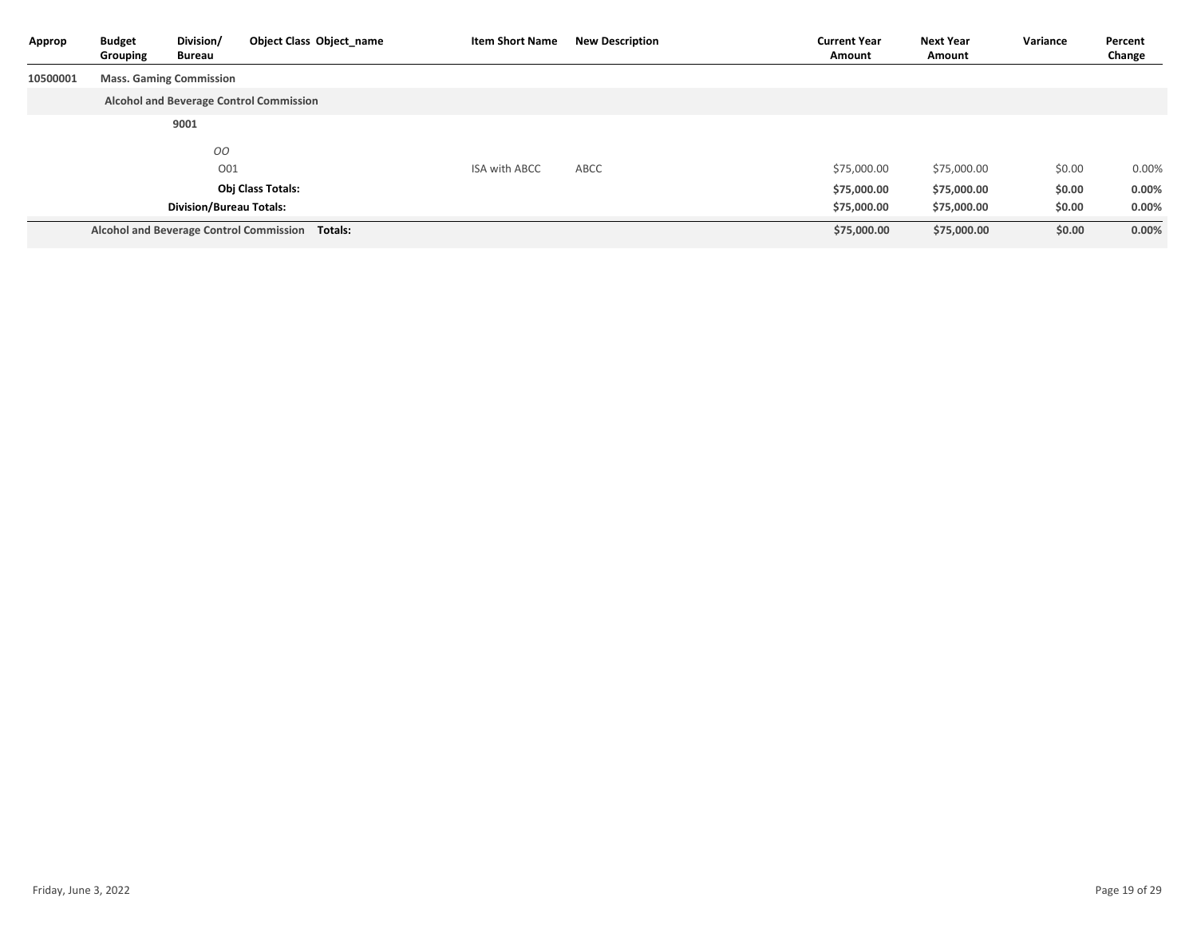| Approp | Budget Grouping | Division/ Bureau | Object Class | Object_name | Item Short Name | New Description | Current Year Amount | Next Year Amount | Variance | Percent Change |
|---|---|---|---|---|---|---|---|---|---|---|
| 10500001 | **Mass. Gaming Commission** | | | | | | | | | |
| | **Alcohol and Beverage Control Commission** | | | | | | | | | |
| | | **9001** | | | | | | | | |
| | | | *OO* | | | | | | | |
| | | | O01 | | ISA with ABCC | ABCC | $75,000.00 | $75,000.00 | $0.00 | 0.00% |
| | | | **Obj Class Totals:** | | | | **$75,000.00** | **$75,000.00** | **$0.00** | **0.00%** |
| | | **Division/Bureau Totals:** | | | | | **$75,000.00** | **$75,000.00** | **$0.00** | **0.00%** |
| | **Alcohol and Beverage Control Commission Totals:** | | | | | | **$75,000.00** | **$75,000.00** | **$0.00** | **0.00%** |

Friday, June 3, 2022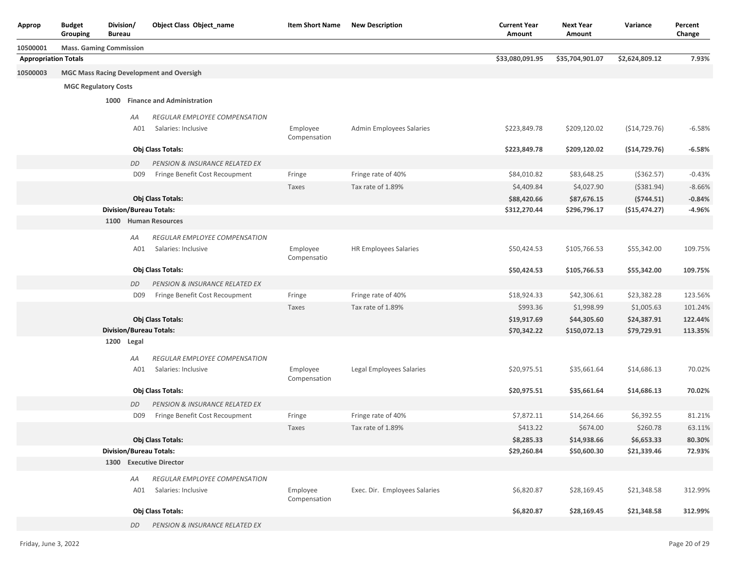| Approp | Budget Grouping | Division/ Bureau | Object Class | Object_name | Item Short Name | New Description | Current Year Amount | Next Year Amount | Variance | Percent Change |
|---|---|---|---|---|---|---|---|---|---|---|
| 10500001 | **Mass. Gaming Commission** | | | | | | | | | |
| **Appropriation Totals** | | | | | | | **$33,080,091.95** | **$35,704,901.07** | **$2,624,809.12** | **7.93%** |
| **10500003** | **MGC Mass Racing Development and Oversigh** | | | | | | | | | |
| | **MGC Regulatory Costs** | | | | | | | | | |
| | | **1000** | **Finance and Administration** | | | | | | | |
| | | | *AA* | *REGULAR EMPLOYEE COMPENSATION* | | | | | | |
| | | | A01 | Salaries: Inclusive | Employee Compensation | Admin Employees Salaries | $223,849.78 | $209,120.02 | ($14,729.76) | -6.58% |
| | | | **Obj Class Totals:** | | | | **$223,849.78** | **$209,120.02** | **($14,729.76)** | **-6.58%** |
| | | | *DD* | *PENSION & INSURANCE RELATED EX* | | | | | | |
| | | | D09 | Fringe Benefit Cost Recoupment | Fringe | Fringe rate of 40% | $84,010.82 | $83,648.25 | ($362.57) | -0.43% |
| | | | | | Taxes | Tax rate of 1.89% | $4,409.84 | $4,027.90 | ($381.94) | -8.66% |
| | | | **Obj Class Totals:** | | | | **$88,420.66** | **$87,676.15** | **($744.51)** | **-0.84%** |
| | | **Division/Bureau Totals:** | | | | | **$312,270.44** | **$296,796.17** | **($15,474.27)** | **-4.96%** |
| | | **1100** | **Human Resources** | | | | | | | |
| | | | *AA* | *REGULAR EMPLOYEE COMPENSATION* | | | | | | |
| | | | A01 | Salaries: Inclusive | Employee Compensatio | HR Employees Salaries | $50,424.53 | $105,766.53 | $55,342.00 | 109.75% |
| | | | **Obj Class Totals:** | | | | **$50,424.53** | **$105,766.53** | **$55,342.00** | **109.75%** |
| | | | *DD* | *PENSION & INSURANCE RELATED EX* | | | | | | |
| | | | D09 | Fringe Benefit Cost Recoupment | Fringe | Fringe rate of 40% | $18,924.33 | $42,306.61 | $23,382.28 | 123.56% |
| | | | | | Taxes | Tax rate of 1.89% | $993.36 | $1,998.99 | $1,005.63 | 101.24% |
| | | | **Obj Class Totals:** | | | | **$19,917.69** | **$44,305.60** | **$24,387.91** | **122.44%** |
| | | **Division/Bureau Totals:** | | | | | **$70,342.22** | **$150,072.13** | **$79,729.91** | **113.35%** |
| | | **1200** | **Legal** | | | | | | | |
| | | | *AA* | *REGULAR EMPLOYEE COMPENSATION* | | | | | | |
| | | | A01 | Salaries: Inclusive | Employee Compensation | Legal Employees Salaries | $20,975.51 | $35,661.64 | $14,686.13 | 70.02% |
| | | | **Obj Class Totals:** | | | | **$20,975.51** | **$35,661.64** | **$14,686.13** | **70.02%** |
| | | | *DD* | *PENSION & INSURANCE RELATED EX* | | | | | | |
| | | | D09 | Fringe Benefit Cost Recoupment | Fringe | Fringe rate of 40% | $7,872.11 | $14,264.66 | $6,392.55 | 81.21% |
| | | | | | Taxes | Tax rate of 1.89% | $413.22 | $674.00 | $260.78 | 63.11% |
| | | | **Obj Class Totals:** | | | | **$8,285.33** | **$14,938.66** | **$6,653.33** | **80.30%** |
| | | **Division/Bureau Totals:** | | | | | **$29,260.84** | **$50,600.30** | **$21,339.46** | **72.93%** |
| | | **1300** | **Executive Director** | | | | | | | |
| | | | *AA* | *REGULAR EMPLOYEE COMPENSATION* | | | | | | |
| | | | A01 | Salaries: Inclusive | Employee Compensation | Exec. Dir. Employees Salaries | $6,820.87 | $28,169.45 | $21,348.58 | 312.99% |
| | | | **Obj Class Totals:** | | | | **$6,820.87** | **$28,169.45** | **$21,348.58** | **312.99%** |
| | | | *DD* | *PENSION & INSURANCE RELATED EX* | | | | | | |

Friday, June 3, 2022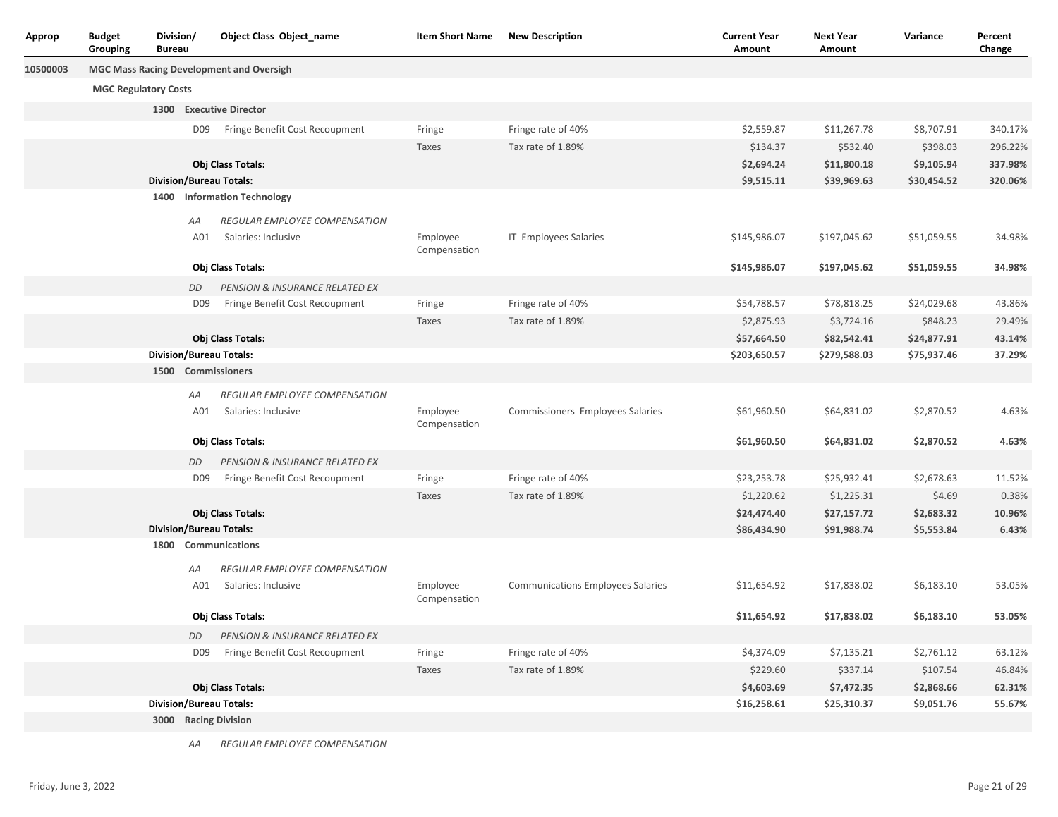| Approp | Budget Grouping | Division/ Bureau | Object Class | Object_name | Item Short Name | New Description | Current Year Amount | Next Year Amount | Variance | Percent Change |
|---|---|---|---|---|---|---|---|---|---|---|
| 10500003 | MGC Mass Racing Development and Oversigh | | | | | | | | | |
| | MGC Regulatory Costs | | | | | | | | | |
| | | 1300 Executive Director | | | | | | | | |
| | | | D09 | Fringe Benefit Cost Recoupment | Fringe | Fringe rate of 40% | $2,559.87 | $11,267.78 | $8,707.91 | 340.17% |
| | | | | | Taxes | Tax rate of 1.89% | $134.37 | $532.40 | $398.03 | 296.22% |
| | | | **Obj Class Totals:** | | | | **$2,694.24** | **$11,800.18** | **$9,105.94** | **337.98%** |
| | | **Division/Bureau Totals:** | | | | | **$9,515.11** | **$39,969.63** | **$30,454.52** | **320.06%** |
| | | 1400 Information Technology | | | | | | | | |
| | | | *AA* | *REGULAR EMPLOYEE COMPENSATION* | | | | | | |
| | | | A01 | Salaries: Inclusive | Employee Compensation | IT Employees Salaries | $145,986.07 | $197,045.62 | $51,059.55 | 34.98% |
| | | | **Obj Class Totals:** | | | | **$145,986.07** | **$197,045.62** | **$51,059.55** | **34.98%** |
| | | | *DD* | *PENSION & INSURANCE RELATED EX* | | | | | | |
| | | | D09 | Fringe Benefit Cost Recoupment | Fringe | Fringe rate of 40% | $54,788.57 | $78,818.25 | $24,029.68 | 43.86% |
| | | | | | Taxes | Tax rate of 1.89% | $2,875.93 | $3,724.16 | $848.23 | 29.49% |
| | | | **Obj Class Totals:** | | | | **$57,664.50** | **$82,542.41** | **$24,877.91** | **43.14%** |
| | | **Division/Bureau Totals:** | | | | | **$203,650.57** | **$279,588.03** | **$75,937.46** | **37.29%** |
| | | 1500 Commissioners | | | | | | | | |
| | | | *AA* | *REGULAR EMPLOYEE COMPENSATION* | | | | | | |
| | | | A01 | Salaries: Inclusive | Employee Compensation | Commissioners Employees Salaries | $61,960.50 | $64,831.02 | $2,870.52 | 4.63% |
| | | | **Obj Class Totals:** | | | | **$61,960.50** | **$64,831.02** | **$2,870.52** | **4.63%** |
| | | | *DD* | *PENSION & INSURANCE RELATED EX* | | | | | | |
| | | | D09 | Fringe Benefit Cost Recoupment | Fringe | Fringe rate of 40% | $23,253.78 | $25,932.41 | $2,678.63 | 11.52% |
| | | | | | Taxes | Tax rate of 1.89% | $1,220.62 | $1,225.31 | $4.69 | 0.38% |
| | | | **Obj Class Totals:** | | | | **$24,474.40** | **$27,157.72** | **$2,683.32** | **10.96%** |
| | | **Division/Bureau Totals:** | | | | | **$86,434.90** | **$91,988.74** | **$5,553.84** | **6.43%** |
| | | 1800 Communications | | | | | | | | |
| | | | *AA* | *REGULAR EMPLOYEE COMPENSATION* | | | | | | |
| | | | A01 | Salaries: Inclusive | Employee Compensation | Communications Employees Salaries | $11,654.92 | $17,838.02 | $6,183.10 | 53.05% |
| | | | **Obj Class Totals:** | | | | **$11,654.92** | **$17,838.02** | **$6,183.10** | **53.05%** |
| | | | *DD* | *PENSION & INSURANCE RELATED EX* | | | | | | |
| | | | D09 | Fringe Benefit Cost Recoupment | Fringe | Fringe rate of 40% | $4,374.09 | $7,135.21 | $2,761.12 | 63.12% |
| | | | | | Taxes | Tax rate of 1.89% | $229.60 | $337.14 | $107.54 | 46.84% |
| | | | **Obj Class Totals:** | | | | **$4,603.69** | **$7,472.35** | **$2,868.66** | **62.31%** |
| | | **Division/Bureau Totals:** | | | | | **$16,258.61** | **$25,310.37** | **$9,051.76** | **55.67%** |
| | | 3000 Racing Division | | | | | | | | |
| | | | *AA* | *REGULAR EMPLOYEE COMPENSATION* | | | | | | |

Friday, June 3, 2022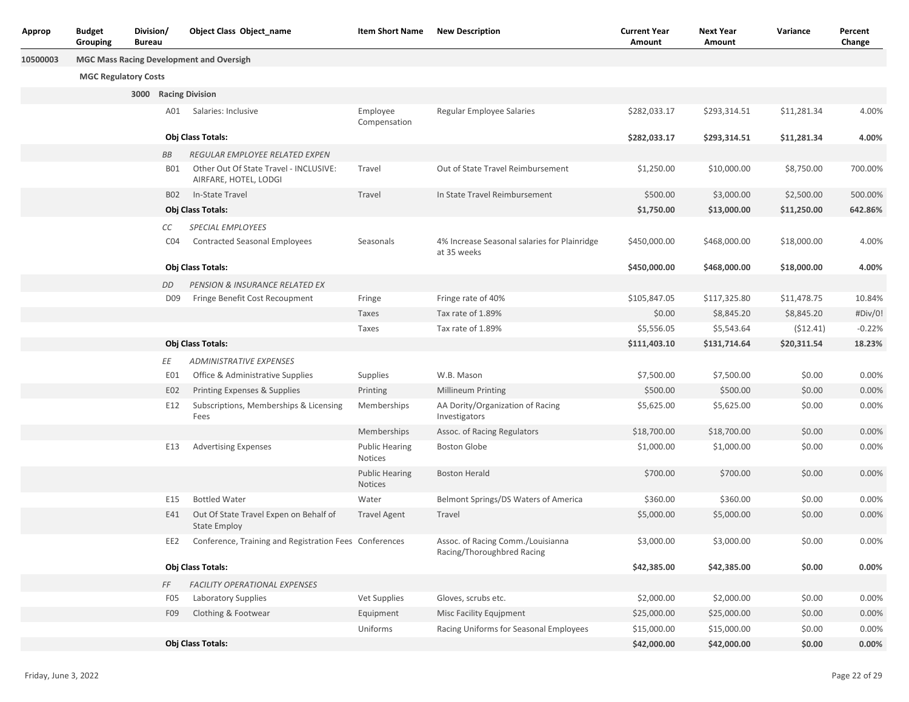| Approp | Budget Grouping | Division/ Bureau | Object Class | Object_name | Item Short Name | New Description | Current Year Amount | Next Year Amount | Variance | Percent Change |
|---|---|---|---|---|---|---|---|---|---|---|
| 10500003 | MGC Mass Racing Development and Oversigh | | | | | | | | | |
| | MGC Regulatory Costs | | | | | | | | | |
| | | 3000 | Racing Division | | | | | | | |
| | | | A01 | Salaries: Inclusive | Employee Compensation | Regular Employee Salaries | $282,033.17 | $293,314.51 | $11,281.34 | 4.00% |
| | | | **Obj Class Totals:** | | | | **$282,033.17** | **$293,314.51** | **$11,281.34** | **4.00%** |
| | | | *BB* | *REGULAR EMPLOYEE RELATED EXPEN* | | | | | | |
| | | | B01 | Other Out Of State Travel - INCLUSIVE: AIRFARE, HOTEL, LODGI | Travel | Out of State Travel Reimbursement | $1,250.00 | $10,000.00 | $8,750.00 | 700.00% |
| | | | B02 | In-State Travel | Travel | In State Travel Reimbursement | $500.00 | $3,000.00 | $2,500.00 | 500.00% |
| | | | **Obj Class Totals:** | | | | **$1,750.00** | **$13,000.00** | **$11,250.00** | **642.86%** |
| | | | *CC* | *SPECIAL EMPLOYEES* | | | | | | |
| | | | C04 | Contracted Seasonal Employees | Seasonals | 4% Increase Seasonal salaries for Plainridge at 35 weeks | $450,000.00 | $468,000.00 | $18,000.00 | 4.00% |
| | | | **Obj Class Totals:** | | | | **$450,000.00** | **$468,000.00** | **$18,000.00** | **4.00%** |
| | | | *DD* | *PENSION & INSURANCE RELATED EX* | | | | | | |
| | | | D09 | Fringe Benefit Cost Recoupment | Fringe | Fringe rate of 40% | $105,847.05 | $117,325.80 | $11,478.75 | 10.84% |
| | | | | | Taxes | Tax rate of 1.89% | $0.00 | $8,845.20 | $8,845.20 | #Div/0! |
| | | | | | Taxes | Tax rate of 1.89% | $5,556.05 | $5,543.64 | ($12.41) | -0.22% |
| | | | **Obj Class Totals:** | | | | **$111,403.10** | **$131,714.64** | **$20,311.54** | **18.23%** |
| | | | *EE* | *ADMINISTRATIVE EXPENSES* | | | | | | |
| | | | E01 | Office & Administrative Supplies | Supplies | W.B. Mason | $7,500.00 | $7,500.00 | $0.00 | 0.00% |
| | | | E02 | Printing Expenses & Supplies | Printing | Millineum Printing | $500.00 | $500.00 | $0.00 | 0.00% |
| | | | E12 | Subscriptions, Memberships & Licensing Fees | Memberships | AA Dority/Organization of Racing Investigators | $5,625.00 | $5,625.00 | $0.00 | 0.00% |
| | | | | | Memberships | Assoc. of Racing Regulators | $18,700.00 | $18,700.00 | $0.00 | 0.00% |
| | | | E13 | Advertising Expenses | Public Hearing Notices | Boston Globe | $1,000.00 | $1,000.00 | $0.00 | 0.00% |
| | | | | | Public Hearing Notices | Boston Herald | $700.00 | $700.00 | $0.00 | 0.00% |
| | | | E15 | Bottled Water | Water | Belmont Springs/DS Waters of America | $360.00 | $360.00 | $0.00 | 0.00% |
| | | | E41 | Out Of State Travel Expen on Behalf of State Employ | Travel Agent | Travel | $5,000.00 | $5,000.00 | $0.00 | 0.00% |
| | | | EE2 | Conference, Training and Registration Fees | Conferences | Assoc. of Racing Comm./Louisianna Racing/Thoroughbred Racing | $3,000.00 | $3,000.00 | $0.00 | 0.00% |
| | | | **Obj Class Totals:** | | | | **$42,385.00** | **$42,385.00** | **$0.00** | **0.00%** |
| | | | *FF* | *FACILITY OPERATIONAL EXPENSES* | | | | | | |
| | | | F05 | Laboratory Supplies | Vet Supplies | Gloves, scrubs etc. | $2,000.00 | $2,000.00 | $0.00 | 0.00% |
| | | | F09 | Clothing & Footwear | Equipment | Misc Facility Equjpment | $25,000.00 | $25,000.00 | $0.00 | 0.00% |
| | | | | | Uniforms | Racing Uniforms for Seasonal Employees | $15,000.00 | $15,000.00 | $0.00 | 0.00% |
| | | | **Obj Class Totals:** | | | | **$42,000.00** | **$42,000.00** | **$0.00** | **0.00%** |

Friday, June 3, 2022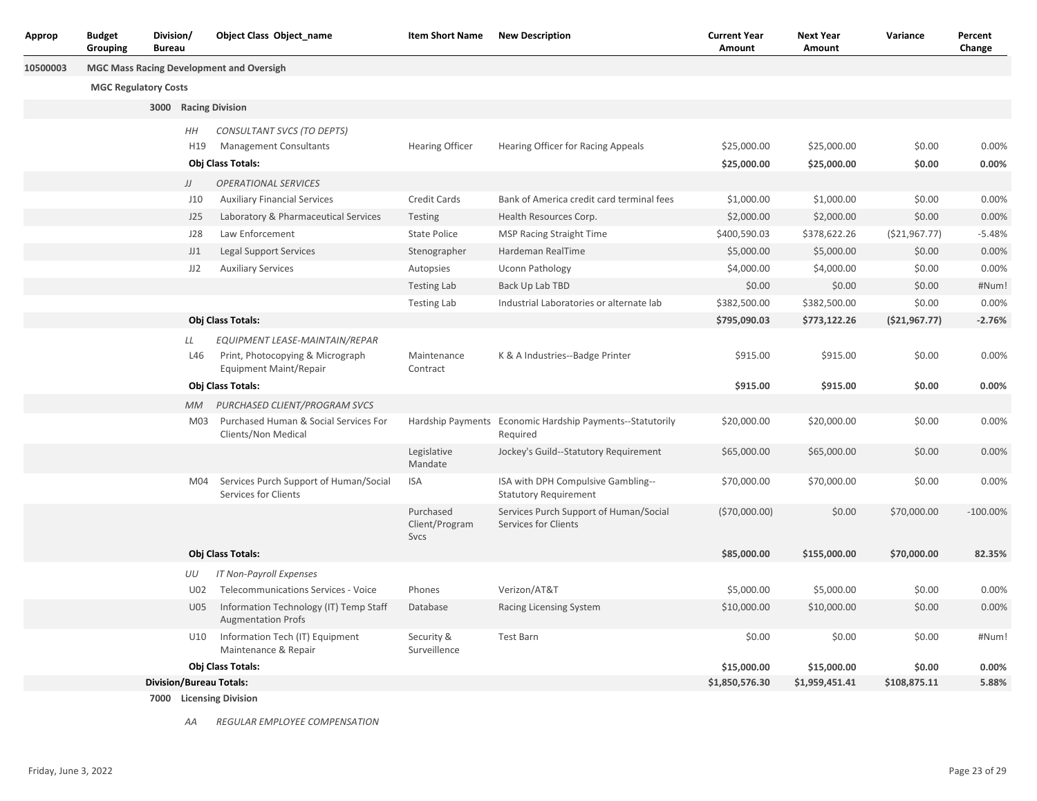| Approp | Budget Grouping | Division/ Bureau | Object Class | Object_name | Item Short Name | New Description | Current Year Amount | Next Year Amount | Variance | Percent Change |
|---|---|---|---|---|---|---|---|---|---|---|
| 10500003 | **MGC Mass Racing Development and Oversigh** | | | | | | | | | |
| | **MGC Regulatory Costs** | | | | | | | | | |
| | | **3000** | **Racing Division** | | | | | | | |
| | | | *HH* | *CONSULTANT SVCS (TO DEPTS)* | | | | | | |
| | | | H19 | Management Consultants | Hearing Officer | Hearing Officer for Racing Appeals | $25,000.00 | $25,000.00 | $0.00 | 0.00% |
| | | | **Obj Class Totals:** | | | | **$25,000.00** | **$25,000.00** | **$0.00** | **0.00%** |
| | | | *JJ* | *OPERATIONAL SERVICES* | | | | | | |
| | | | J10 | Auxiliary Financial Services | Credit Cards | Bank of America credit card terminal fees | $1,000.00 | $1,000.00 | $0.00 | 0.00% |
| | | | J25 | Laboratory & Pharmaceutical Services | Testing | Health Resources Corp. | $2,000.00 | $2,000.00 | $0.00 | 0.00% |
| | | | J28 | Law Enforcement | State Police | MSP Racing Straight Time | $400,590.03 | $378,622.26 | ($21,967.77) | -5.48% |
| | | | JJ1 | Legal Support Services | Stenographer | Hardeman RealTime | $5,000.00 | $5,000.00 | $0.00 | 0.00% |
| | | | JJ2 | Auxiliary Services | Autopsies | Uconn Pathology | $4,000.00 | $4,000.00 | $0.00 | 0.00% |
| | | | | | Testing Lab | Back Up Lab TBD | $0.00 | $0.00 | $0.00 | #Num! |
| | | | | | Testing Lab | Industrial Laboratories or alternate lab | $382,500.00 | $382,500.00 | $0.00 | 0.00% |
| | | | **Obj Class Totals:** | | | | **$795,090.03** | **$773,122.26** | **($21,967.77)** | **-2.76%** |
| | | | *LL* | *EQUIPMENT LEASE-MAINTAIN/REPAR* | | | | | | |
| | | | L46 | Print, Photocopying & Micrograph Equipment Maint/Repair | Maintenance Contract | K & A Industries--Badge Printer | $915.00 | $915.00 | $0.00 | 0.00% |
| | | | **Obj Class Totals:** | | | | **$915.00** | **$915.00** | **$0.00** | **0.00%** |
| | | | *MM* | *PURCHASED CLIENT/PROGRAM SVCS* | | | | | | |
| | | | M03 | Purchased Human & Social Services For Clients/Non Medical | Hardship Payments | Economic Hardship Payments--Statutorily Required | $20,000.00 | $20,000.00 | $0.00 | 0.00% |
| | | | | | Legislative Mandate | Jockey's Guild--Statutory Requirement | $65,000.00 | $65,000.00 | $0.00 | 0.00% |
| | | | M04 | Services Purch Support of Human/Social Services for Clients | ISA | ISA with DPH Compulsive Gambling--Statutory Requirement | $70,000.00 | $70,000.00 | $0.00 | 0.00% |
| | | | | | Purchased Client/Program Svcs | Services Purch Support of Human/Social Services for Clients | ($70,000.00) | $0.00 | $70,000.00 | -100.00% |
| | | | **Obj Class Totals:** | | | | **$85,000.00** | **$155,000.00** | **$70,000.00** | **82.35%** |
| | | | *UU* | *IT Non-Payroll Expenses* | | | | | | |
| | | | U02 | Telecommunications Services - Voice | Phones | Verizon/AT&T | $5,000.00 | $5,000.00 | $0.00 | 0.00% |
| | | | U05 | Information Technology (IT) Temp Staff Augmentation Profs | Database | Racing Licensing System | $10,000.00 | $10,000.00 | $0.00 | 0.00% |
| | | | U10 | Information Tech (IT) Equipment Maintenance & Repair | Security & Surveillence | Test Barn | $0.00 | $0.00 | $0.00 | #Num! |
| | | | **Obj Class Totals:** | | | | **$15,000.00** | **$15,000.00** | **$0.00** | **0.00%** |
| | | **Division/Bureau Totals:** | | | | | **$1,850,576.30** | **$1,959,451.41** | **$108,875.11** | **5.88%** |
| | | **7000** | **Licensing Division** | | | | | | | |
| | | | *AA* | *REGULAR EMPLOYEE COMPENSATION* | | | | | | |

Friday, June 3, 2022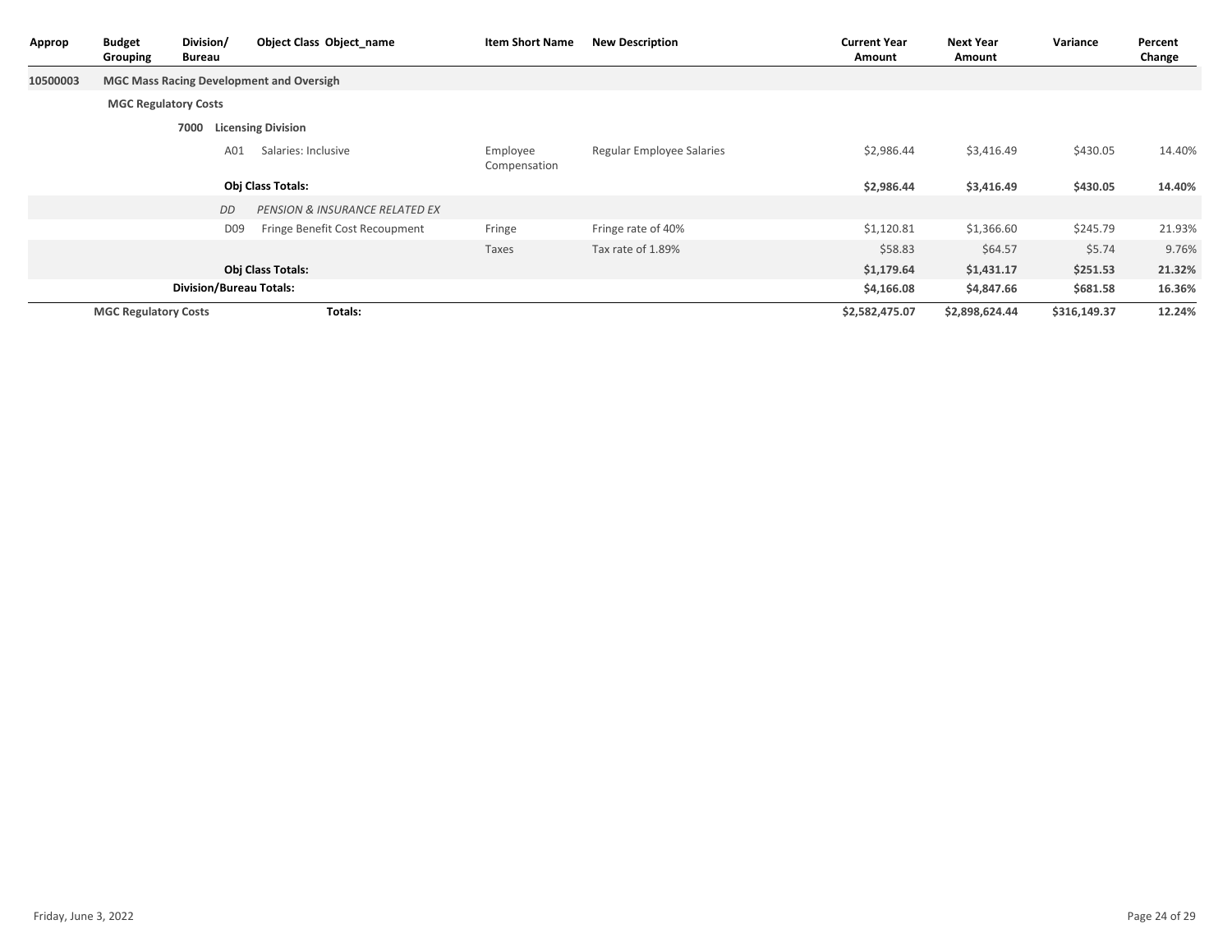| Approp | Budget Grouping | Division/ Bureau | Object Class | Object_name | Item Short Name | New Description | Current Year Amount | Next Year Amount | Variance | Percent Change |
|---|---|---|---|---|---|---|---|---|---|---|
| **10500003** | **MGC Mass Racing Development and Oversigh** | | | | | | | | | |
| | **MGC Regulatory Costs** | | | | | | | | | |
| | | **7000** | **Licensing Division** | | | | | | | |
| | | | A01 | Salaries: Inclusive | Employee Compensation | Regular Employee Salaries | $2,986.44 | $3,416.49 | $430.05 | 14.40% |
| | | | **Obj Class Totals:** | | | | **$2,986.44** | **$3,416.49** | **$430.05** | **14.40%** |
| | | | *DD* | *PENSION & INSURANCE RELATED EX* | | | | | | |
| | | | D09 | Fringe Benefit Cost Recoupment | Fringe | Fringe rate of 40% | $1,120.81 | $1,366.60 | $245.79 | 21.93% |
| | | | | | Taxes | Tax rate of 1.89% | $58.83 | $64.57 | $5.74 | 9.76% |
| | | | **Obj Class Totals:** | | | | **$1,179.64** | **$1,431.17** | **$251.53** | **21.32%** |
| | | **Division/Bureau Totals:** | | | | | **$4,166.08** | **$4,847.66** | **$681.58** | **16.36%** |
| | **MGC Regulatory Costs** | | **Totals:** | | | | **$2,582,475.07** | **$2,898,624.44** | **$316,149.37** | **12.24%** |

Friday, June 3, 2022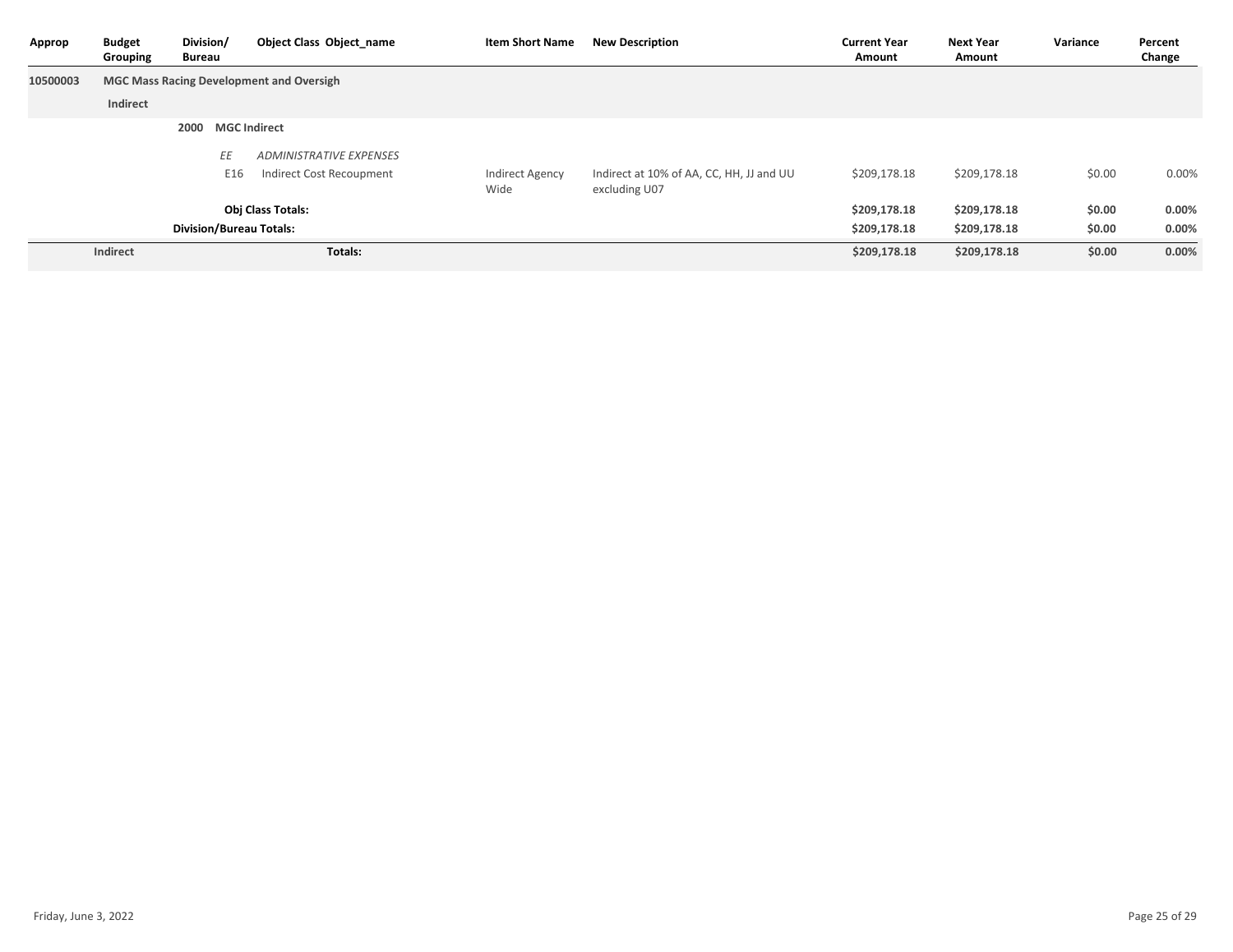| Approp | Budget Grouping | Division/ Bureau | Object Class | Object_name | Item Short Name | New Description | Current Year Amount | Next Year Amount | Variance | Percent Change |
|---|---|---|---|---|---|---|---|---|---|---|
| 10500003 | **MGC Mass Racing Development and Oversigh** | | | | | | | | | |
| | **Indirect** | | | | | | | | | |
| | | **2000** | **MGC Indirect** | | | | | | | |
| | | | *EE* | *ADMINISTRATIVE EXPENSES* | | | | | | |
| | | | E16 | Indirect Cost Recoupment | Indirect Agency Wide | Indirect at 10% of AA, CC, HH, JJ and UU excluding U07 | $209,178.18 | $209,178.18 | $0.00 | 0.00% |
| | | | | **Obj Class Totals:** | | | **$209,178.18** | **$209,178.18** | **$0.00** | **0.00%** |
| | | **Division/Bureau Totals:** | | | | | **$209,178.18** | **$209,178.18** | **$0.00** | **0.00%** |
| | **Indirect** | | | **Totals:** | | | **$209,178.18** | **$209,178.18** | **$0.00** | **0.00%** |

Friday, June 3, 2022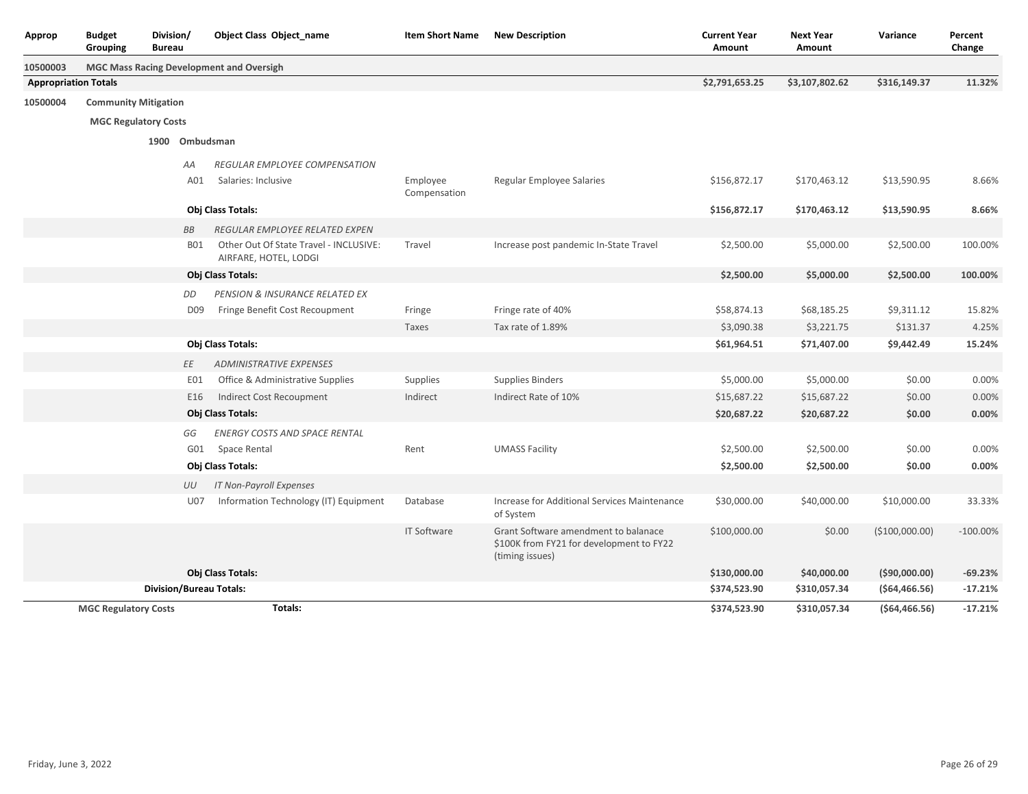| Approp | Budget Grouping | Division/ Bureau | Object Class | Object_name | Item Short Name | New Description | Current Year Amount | Next Year Amount | Variance | Percent Change |
|---|---|---|---|---|---|---|---|---|---|---|
| 10500003 | MGC Mass Racing Development and Oversigh | | | | | | | | | |
| **Appropriation Totals** | | | | | | | **$2,791,653.25** | **$3,107,802.62** | **$316,149.37** | **11.32%** |
| 10500004 | Community Mitigation | | | | | | | | | |
| | **MGC Regulatory Costs** | | | | | | | | | |
| | | 1900 Ombudsman | | | | | | | | |
| | | | *AA* | *REGULAR EMPLOYEE COMPENSATION* | | | | | | |
| | | | A01 | Salaries: Inclusive | Employee Compensation | Regular Employee Salaries | $156,872.17 | $170,463.12 | $13,590.95 | 8.66% |
| | | | **Obj Class Totals:** | | | | **$156,872.17** | **$170,463.12** | **$13,590.95** | **8.66%** |
| | | | *BB* | *REGULAR EMPLOYEE RELATED EXPEN* | | | | | | |
| | | | B01 | Other Out Of State Travel - INCLUSIVE: AIRFARE, HOTEL, LODGI | Travel | Increase post pandemic In-State Travel | $2,500.00 | $5,000.00 | $2,500.00 | 100.00% |
| | | | **Obj Class Totals:** | | | | **$2,500.00** | **$5,000.00** | **$2,500.00** | **100.00%** |
| | | | *DD* | *PENSION & INSURANCE RELATED EX* | | | | | | |
| | | | D09 | Fringe Benefit Cost Recoupment | Fringe | Fringe rate of 40% | $58,874.13 | $68,185.25 | $9,311.12 | 15.82% |
| | | | | | Taxes | Tax rate of 1.89% | $3,090.38 | $3,221.75 | $131.37 | 4.25% |
| | | | **Obj Class Totals:** | | | | **$61,964.51** | **$71,407.00** | **$9,442.49** | **15.24%** |
| | | | *EE* | *ADMINISTRATIVE EXPENSES* | | | | | | |
| | | | E01 | Office & Administrative Supplies | Supplies | Supplies Binders | $5,000.00 | $5,000.00 | $0.00 | 0.00% |
| | | | E16 | Indirect Cost Recoupment | Indirect | Indirect Rate of 10% | $15,687.22 | $15,687.22 | $0.00 | 0.00% |
| | | | **Obj Class Totals:** | | | | **$20,687.22** | **$20,687.22** | **$0.00** | **0.00%** |
| | | | *GG* | *ENERGY COSTS AND SPACE RENTAL* | | | | | | |
| | | | G01 | Space Rental | Rent | UMASS Facility | $2,500.00 | $2,500.00 | $0.00 | 0.00% |
| | | | **Obj Class Totals:** | | | | **$2,500.00** | **$2,500.00** | **$0.00** | **0.00%** |
| | | | *UU* | *IT Non-Payroll Expenses* | | | | | | |
| | | | U07 | Information Technology (IT) Equipment | Database | Increase for Additional Services Maintenance of System | $30,000.00 | $40,000.00 | $10,000.00 | 33.33% |
| | | | | | IT Software | Grant Software amendment to balanace $100K from FY21 for development to FY22 (timing issues) | $100,000.00 | $0.00 | ($100,000.00) | -100.00% |
| | | | **Obj Class Totals:** | | | | **$130,000.00** | **$40,000.00** | **($90,000.00)** | **-69.23%** |
| | | **Division/Bureau Totals:** | | | | | **$374,523.90** | **$310,057.34** | **($64,466.56)** | **-17.21%** |
| | **MGC Regulatory Costs** | | | **Totals:** | | | **$374,523.90** | **$310,057.34** | **($64,466.56)** | **-17.21%** |

Friday, June 3, 2022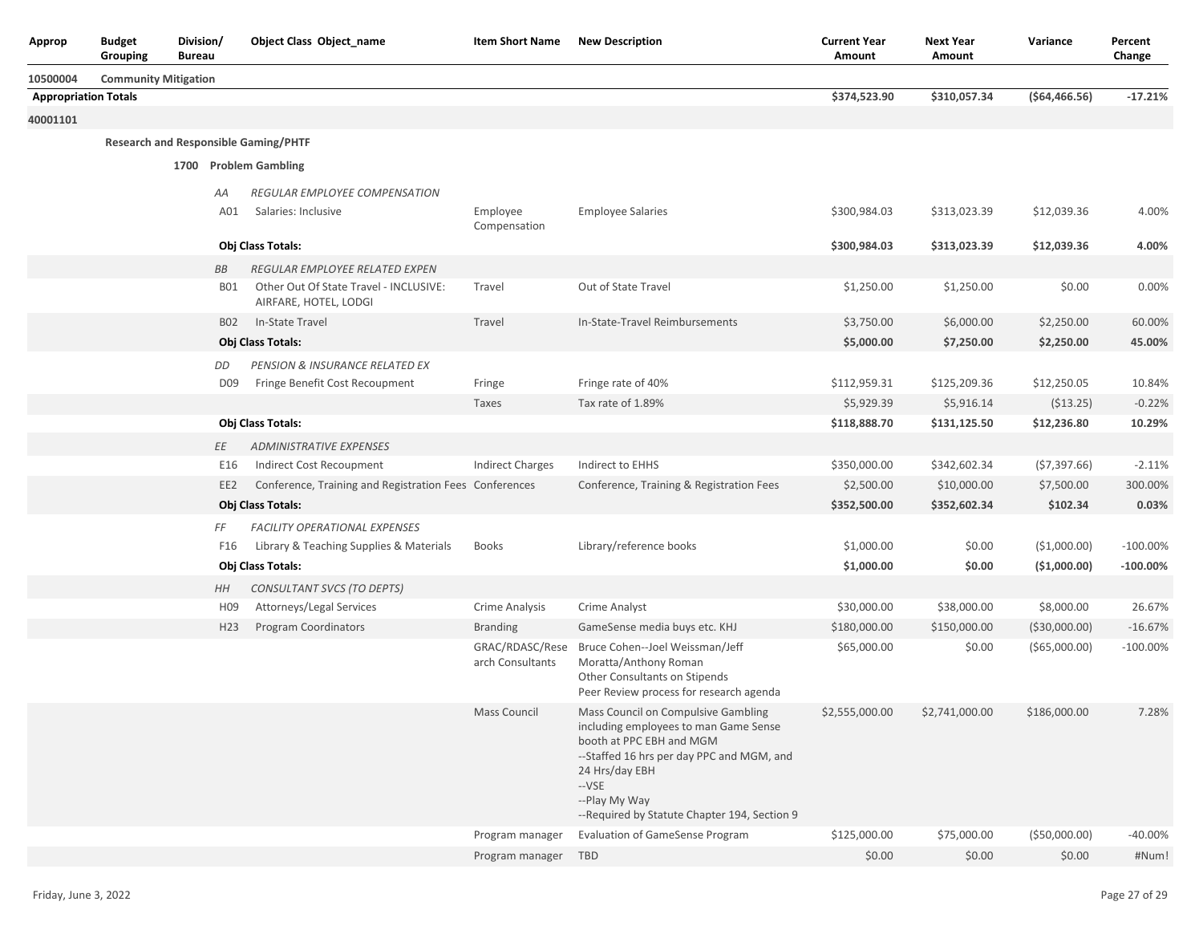| Approp | Budget Grouping | Division/ Bureau | Object Class | Object_name | Item Short Name | New Description | Current Year Amount | Next Year Amount | Variance | Percent Change |
|---|---|---|---|---|---|---|---|---|---|---|
| 10500004 | Community Mitigation | | | | | | | | | |
| **Appropriation Totals** | | | | | | | **$374,523.90** | **$310,057.34** | **($64,466.56)** | **-17.21%** |
| **40001101** | | | | | | | | | | |
| | **Research and Responsible Gaming/PHTF** | | | | | | | | | |
| | | **1700** | **Problem Gambling** | | | | | | | |
| | | | *AA* | *REGULAR EMPLOYEE COMPENSATION* | | | | | | |
| | | | A01 | Salaries: Inclusive | Employee Compensation | Employee Salaries | $300,984.03 | $313,023.39 | $12,039.36 | 4.00% |
| | | | **Obj Class Totals:** | | | | **$300,984.03** | **$313,023.39** | **$12,039.36** | **4.00%** |
| | | | *BB* | *REGULAR EMPLOYEE RELATED EXPEN* | | | | | | |
| | | | B01 | Other Out Of State Travel - INCLUSIVE: AIRFARE, HOTEL, LODGI | Travel | Out of State Travel | $1,250.00 | $1,250.00 | $0.00 | 0.00% |
| | | | B02 | In-State Travel | Travel | In-State-Travel Reimbursements | $3,750.00 | $6,000.00 | $2,250.00 | 60.00% |
| | | | **Obj Class Totals:** | | | | **$5,000.00** | **$7,250.00** | **$2,250.00** | **45.00%** |
| | | | *DD* | *PENSION & INSURANCE RELATED EX* | | | | | | |
| | | | D09 | Fringe Benefit Cost Recoupment | Fringe | Fringe rate of 40% | $112,959.31 | $125,209.36 | $12,250.05 | 10.84% |
| | | | | | Taxes | Tax rate of 1.89% | $5,929.39 | $5,916.14 | ($13.25) | -0.22% |
| | | | **Obj Class Totals:** | | | | **$118,888.70** | **$131,125.50** | **$12,236.80** | **10.29%** |
| | | | *EE* | *ADMINISTRATIVE EXPENSES* | | | | | | |
| | | | E16 | Indirect Cost Recoupment | Indirect Charges | Indirect to EHHS | $350,000.00 | $342,602.34 | ($7,397.66) | -2.11% |
| | | | EE2 | Conference, Training and Registration Fees | Conferences | Conference, Training & Registration Fees | $2,500.00 | $10,000.00 | $7,500.00 | 300.00% |
| | | | **Obj Class Totals:** | | | | **$352,500.00** | **$352,602.34** | **$102.34** | **0.03%** |
| | | | *FF* | *FACILITY OPERATIONAL EXPENSES* | | | | | | |
| | | | F16 | Library & Teaching Supplies & Materials | Books | Library/reference books | $1,000.00 | $0.00 | ($1,000.00) | -100.00% |
| | | | **Obj Class Totals:** | | | | **$1,000.00** | **$0.00** | **($1,000.00)** | **-100.00%** |
| | | | *HH* | *CONSULTANT SVCS (TO DEPTS)* | | | | | | |
| | | | H09 | Attorneys/Legal Services | Crime Analysis | Crime Analyst | $30,000.00 | $38,000.00 | $8,000.00 | 26.67% |
| | | | H23 | Program Coordinators | Branding | GameSense media buys etc. KHJ | $180,000.00 | $150,000.00 | ($30,000.00) | -16.67% |
| | | | | | GRAC/RDASC/Research Consultants | Bruce Cohen--Joel Weissman/Jeff Moratta/Anthony Roman<br>Other Consultants on Stipends<br>Peer Review process for research agenda | $65,000.00 | $0.00 | ($65,000.00) | -100.00% |
| | | | | | Mass Council | Mass Council on Compulsive Gambling including employees to man Game Sense booth at PPC EBH and MGM<br>--Staffed 16 hrs per day PPC and MGM, and 24 Hrs/day EBH<br>--VSE<br>--Play My Way<br>--Required by Statute Chapter 194, Section 9 | $2,555,000.00 | $2,741,000.00 | $186,000.00 | 7.28% |
| | | | | | Program manager | Evaluation of GameSense Program | $125,000.00 | $75,000.00 | ($50,000.00) | -40.00% |
| | | | | | Program manager | TBD | $0.00 | $0.00 | $0.00 | #Num! |

Friday, June 3, 2022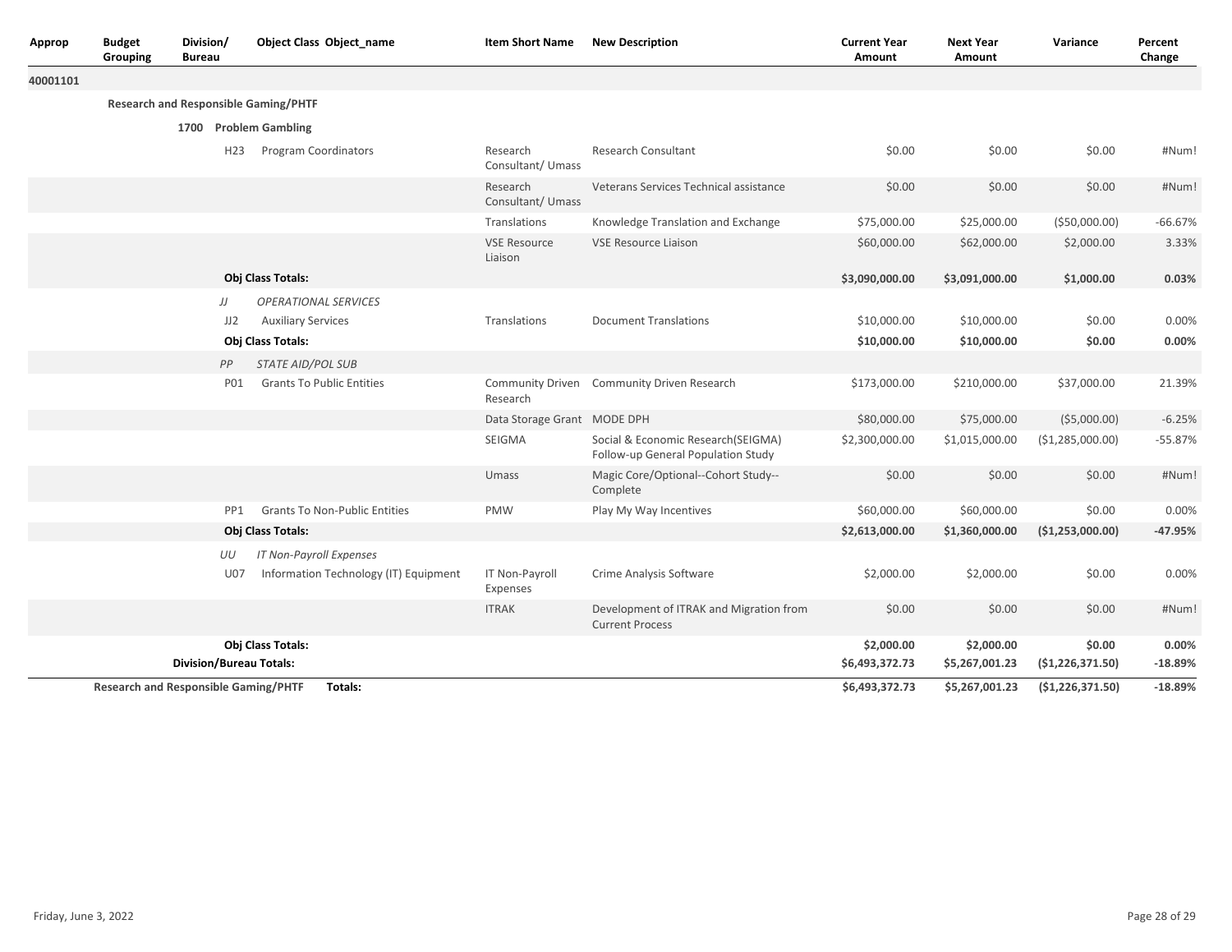| Approp | Budget Grouping | Division/ Bureau | Object Class | Object_name | Item Short Name | New Description | Current Year Amount | Next Year Amount | Variance | Percent Change |
|---|---|---|---|---|---|---|---|---|---|---|
| 40001101 | | | | | | | | | | |
| | Research and Responsible Gaming/PHTF | | | | | | | | | |
| | | 1700 Problem Gambling | | | | | | | | |
| | | | H23 | Program Coordinators | Research Consultant/ Umass | Research Consultant | $0.00 | $0.00 | $0.00 | #Num! |
| | | | | | Research Consultant/ Umass | Veterans Services Technical assistance | $0.00 | $0.00 | $0.00 | #Num! |
| | | | | | Translations | Knowledge Translation and Exchange | $75,000.00 | $25,000.00 | ($50,000.00) | -66.67% |
| | | | | | VSE Resource Liaison | VSE Resource Liaison | $60,000.00 | $62,000.00 | $2,000.00 | 3.33% |
| | | | **Obj Class Totals:** | | | | **$3,090,000.00** | **$3,091,000.00** | **$1,000.00** | **0.03%** |
| | | | *JJ* | *OPERATIONAL SERVICES* | | | | | | |
| | | | JJ2 | Auxiliary Services | Translations | Document Translations | $10,000.00 | $10,000.00 | $0.00 | 0.00% |
| | | | **Obj Class Totals:** | | | | **$10,000.00** | **$10,000.00** | **$0.00** | **0.00%** |
| | | | *PP* | *STATE AID/POL SUB* | | | | | | |
| | | | P01 | Grants To Public Entities | Community Driven Research | Community Driven Research | $173,000.00 | $210,000.00 | $37,000.00 | 21.39% |
| | | | | | Data Storage Grant | MODE DPH | $80,000.00 | $75,000.00 | ($5,000.00) | -6.25% |
| | | | | | SEIGMA | Social & Economic Research(SEIGMA) Follow-up General Population Study | $2,300,000.00 | $1,015,000.00 | ($1,285,000.00) | -55.87% |
| | | | | | Umass | Magic Core/Optional--Cohort Study--Complete | $0.00 | $0.00 | $0.00 | #Num! |
| | | | PP1 | Grants To Non-Public Entities | PMW | Play My Way Incentives | $60,000.00 | $60,000.00 | $0.00 | 0.00% |
| | | | **Obj Class Totals:** | | | | **$2,613,000.00** | **$1,360,000.00** | **($1,253,000.00)** | **-47.95%** |
| | | | *UU* | *IT Non-Payroll Expenses* | | | | | | |
| | | | U07 | Information Technology (IT) Equipment | IT Non-Payroll Expenses | Crime Analysis Software | $2,000.00 | $2,000.00 | $0.00 | 0.00% |
| | | | | | ITRAK | Development of ITRAK and Migration from Current Process | $0.00 | $0.00 | $0.00 | #Num! |
| | | | **Obj Class Totals:** | | | | **$2,000.00** | **$2,000.00** | **$0.00** | **0.00%** |
| | | **Division/Bureau Totals:** | | | | | **$6,493,372.73** | **$5,267,001.23** | **($1,226,371.50)** | **-18.89%** |
| | **Research and Responsible Gaming/PHTF** | | **Totals:** | | | | **$6,493,372.73** | **$5,267,001.23** | **($1,226,371.50)** | **-18.89%** |

Friday, June 3, 2022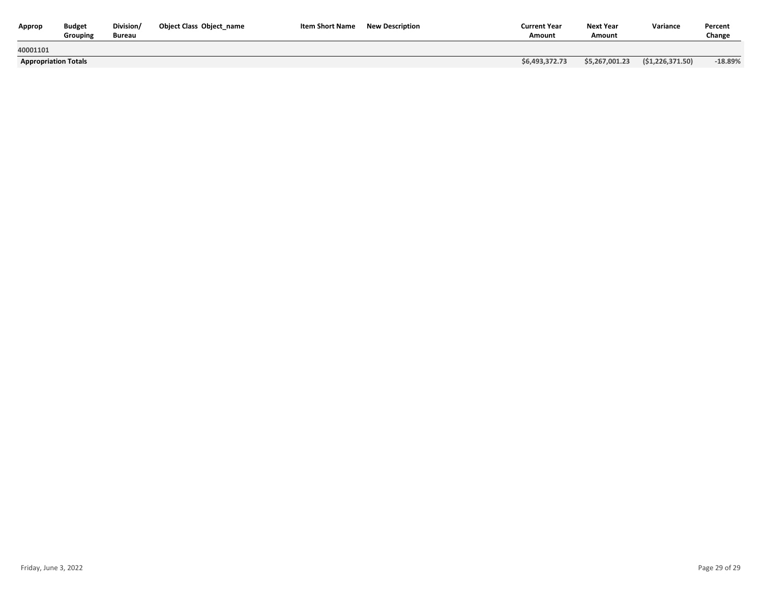| Approp | Budget Grouping | Division/ Bureau | Object Class | Object_name | Item Short Name | New Description | Current Year Amount | Next Year Amount | Variance | Percent Change |
|---|---|---|---|---|---|---|---|---|---|---|
| 40001101 | | | | | | | | | | |
| **Appropriation Totals** | | | | | | | **$6,493,372.73** | **$5,267,001.23** | **($1,226,371.50)** | **-18.89%** |

Friday, June 3, 2022